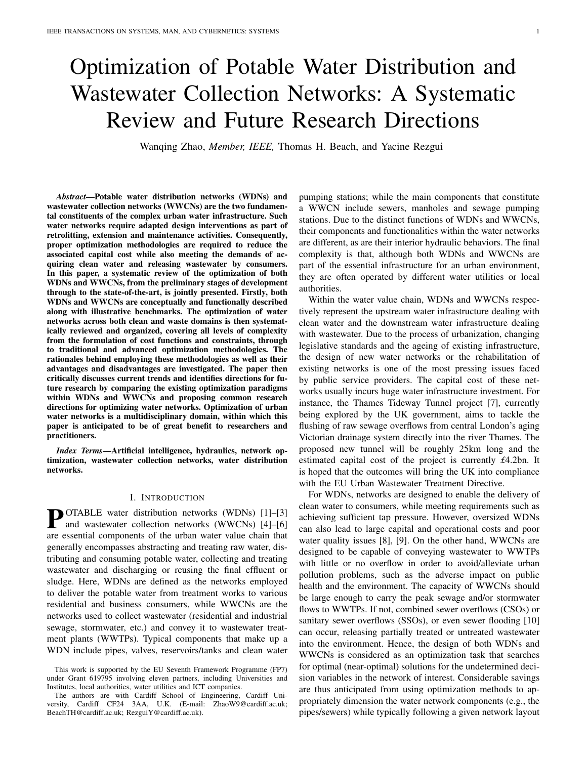# Optimization of Potable Water Distribution and Wastewater Collection Networks: A Systematic Review and Future Research Directions

Wanqing Zhao, *Member, IEEE,* Thomas H. Beach, and Yacine Rezgui

***Abstract*—Potable water distribution networks (WDNs) and wastewater collection networks (WWCNs) are the two fundamental constituents of the complex urban water infrastructure. Such water networks require adapted design interventions as part of retrofitting, extension and maintenance activities. Consequently, proper optimization methodologies are required to reduce the associated capital cost while also meeting the demands of acquiring clean water and releasing wastewater by consumers. In this paper, a systematic review of the optimization of both WDNs and WWCNs, from the preliminary stages of development through to the state-of-the-art, is jointly presented. Firstly, both WDNs and WWCNs are conceptually and functionally described along with illustrative benchmarks. The optimization of water networks across both clean and waste domains is then systematically reviewed and organized, covering all levels of complexity from the formulation of cost functions and constraints, through to traditional and advanced optimization methodologies. The rationales behind employing these methodologies as well as their advantages and disadvantages are investigated. The paper then critically discusses current trends and identifies directions for future research by comparing the existing optimization paradigms within WDNs and WWCNs and proposing common research directions for optimizing water networks. Optimization of urban water networks is a multidisciplinary domain, within which this paper is anticipated to be of great benefit to researchers and practitioners.**

***Index Terms*—Artificial intelligence, hydraulics, network optimization, wastewater collection networks, water distribution networks.**

## I. Introduction

POTABLE water distribution networks (WDNs) [1]–[3] and wastewater collection networks (WWCNs) [4]–[6] are essential components of the urban water value chain that generally encompasses abstracting and treating raw water, distributing and consuming potable water, collecting and treating wastewater and discharging or reusing the final effluent or sludge. Here, WDNs are defined as the networks employed to deliver the potable water from treatment works to various residential and business consumers, while WWCNs are the networks used to collect wastewater (residential and industrial sewage, stormwater, etc.) and convey it to wastewater treatment plants (WWTPs). Typical components that make up a WDN include pipes, valves, reservoirs/tanks and clean water pumping stations; while the main components that constitute a WWCN include sewers, manholes and sewage pumping stations. Due to the distinct functions of WDNs and WWCNs, their components and functionalities within the water networks are different, as are their interior hydraulic behaviors. The final complexity is that, although both WDNs and WWCNs are part of the essential infrastructure for an urban environment, they are often operated by different water utilities or local authorities.

Within the water value chain, WDNs and WWCNs respectively represent the upstream water infrastructure dealing with clean water and the downstream water infrastructure dealing with wastewater. Due to the process of urbanization, changing legislative standards and the ageing of existing infrastructure, the design of new water networks or the rehabilitation of existing networks is one of the most pressing issues faced by public service providers. The capital cost of these networks usually incurs huge water infrastructure investment. For instance, the Thames Tideway Tunnel project [7], currently being explored by the UK government, aims to tackle the flushing of raw sewage overflows from central London's aging Victorian drainage system directly into the river Thames. The proposed new tunnel will be roughly 25km long and the estimated capital cost of the project is currently £4.2bn. It is hoped that the outcomes will bring the UK into compliance with the EU Urban Wastewater Treatment Directive.

For WDNs, networks are designed to enable the delivery of clean water to consumers, while meeting requirements such as achieving sufficient tap pressure. However, oversized WDNs can also lead to large capital and operational costs and poor water quality issues [8], [9]. On the other hand, WWCNs are designed to be capable of conveying wastewater to WWTPs with little or no overflow in order to avoid/alleviate urban pollution problems, such as the adverse impact on public health and the environment. The capacity of WWCNs should be large enough to carry the peak sewage and/or stormwater flows to WWTPs. If not, combined sewer overflows (CSOs) or sanitary sewer overflows (SSOs), or even sewer flooding [10] can occur, releasing partially treated or untreated wastewater into the environment. Hence, the design of both WDNs and WWCNs is considered as an optimization task that searches for optimal (near-optimal) solutions for the undetermined decision variables in the network of interest. Considerable savings are thus anticipated from using optimization methods to appropriately dimension the water network components (e.g., the pipes/sewers) while typically following a given network layout

This work is supported by the EU Seventh Framework Programme (FP7) under Grant 619795 involving eleven partners, including Universities and Institutes, local authorities, water utilities and ICT companies.

The authors are with Cardiff School of Engineering, Cardiff University, Cardiff CF24 3AA, U.K. (E-mail: ZhaoW9@cardiff.ac.uk; BeachTH@cardiff.ac.uk; RezguiY@cardiff.ac.uk).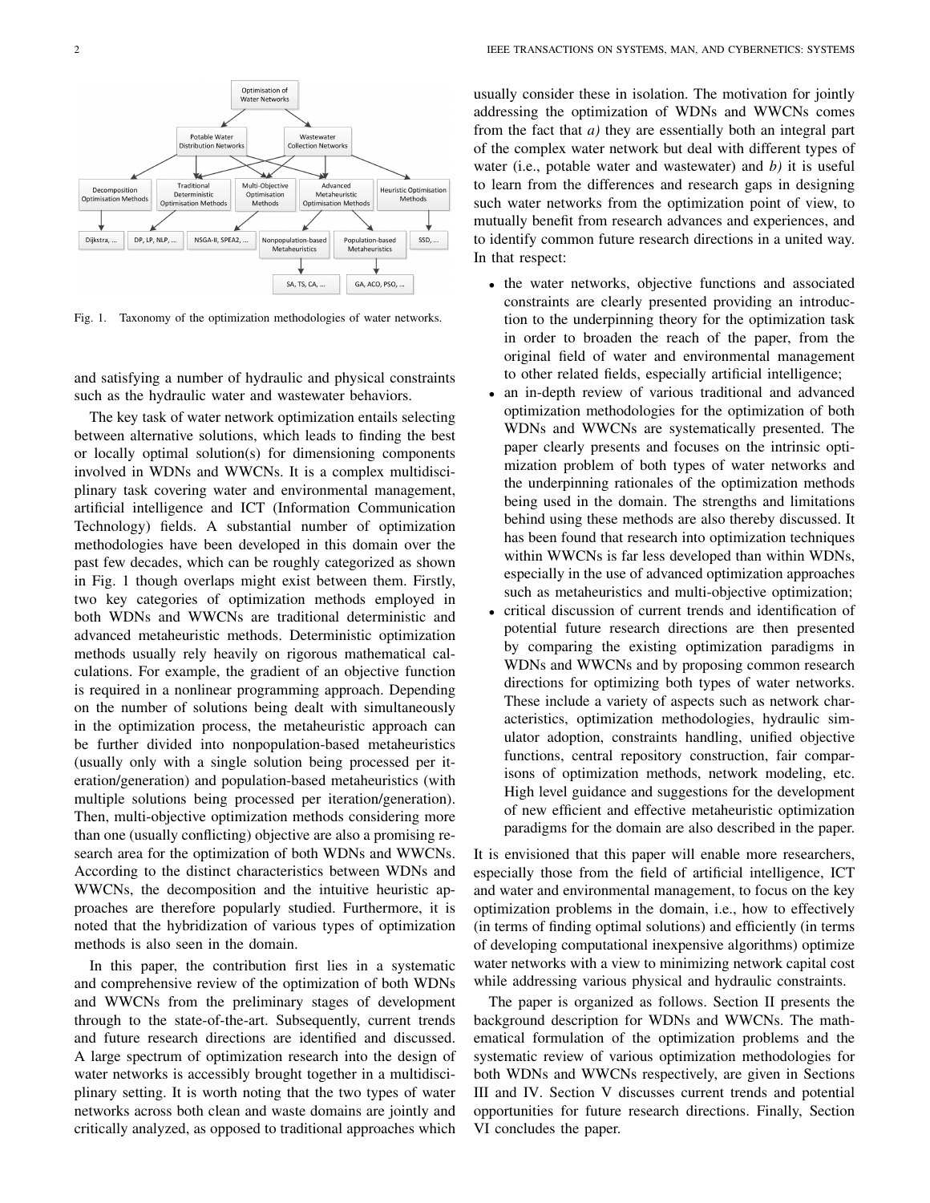Optimisation of Water Networks

Potable Water Distribution Networks

Wastewater Collection Networks

Decomposition Optimisation Methods

Traditional Deterministic Optimisation Methods

Multi-Objective Optimisation Methods

Advanced Metaheuristic Optimisation Methods

Heuristic Optimisation Methods

Dijkstra, ...

DP, LP, NLP, ...

NSGA-II, SPEA2, ...

Nonpopulation-based Metaheuristics

Population-based Metaheuristics

SSD, ...

SA, TS, CA, ...

GA, ACO, PSO, ...

Fig. 1. Taxonomy of the optimization methodologies of water networks.

and satisfying a number of hydraulic and physical constraints such as the hydraulic water and wastewater behaviors.

The key task of water network optimization entails selecting between alternative solutions, which leads to finding the best or locally optimal solution(s) for dimensioning components involved in WDNs and WWCNs. It is a complex multidisciplinary task covering water and environmental management, artificial intelligence and ICT (Information Communication Technology) fields. A substantial number of optimization methodologies have been developed in this domain over the past few decades, which can be roughly categorized as shown in Fig. 1 though overlaps might exist between them. Firstly, two key categories of optimization methods employed in both WDNs and WWCNs are traditional deterministic and advanced metaheuristic methods. Deterministic optimization methods usually rely heavily on rigorous mathematical calculations. For example, the gradient of an objective function is required in a nonlinear programming approach. Depending on the number of solutions being dealt with simultaneously in the optimization process, the metaheuristic approach can be further divided into nonpopulation-based metaheuristics (usually only with a single solution being processed per iteration/generation) and population-based metaheuristics (with multiple solutions being processed per iteration/generation). Then, multi-objective optimization methods considering more than one (usually conflicting) objective are also a promising research area for the optimization of both WDNs and WWCNs. According to the distinct characteristics between WDNs and WWCNs, the decomposition and the intuitive heuristic approaches are therefore popularly studied. Furthermore, it is noted that the hybridization of various types of optimization methods is also seen in the domain.

In this paper, the contribution first lies in a systematic and comprehensive review of the optimization of both WDNs and WWCNs from the preliminary stages of development through to the state-of-the-art. Subsequently, current trends and future research directions are identified and discussed. A large spectrum of optimization research into the design of water networks is accessibly brought together in a multidisciplinary setting. It is worth noting that the two types of water networks across both clean and waste domains are jointly and critically analyzed, as opposed to traditional approaches which usually consider these in isolation. The motivation for jointly addressing the optimization of WDNs and WWCNs comes from the fact that *a)* they are essentially both an integral part of the complex water network but deal with different types of water (i.e., potable water and wastewater) and *b)* it is useful to learn from the differences and research gaps in designing such water networks from the optimization point of view, to mutually benefit from research advances and experiences, and to identify common future research directions in a united way. In that respect:

- the water networks, objective functions and associated constraints are clearly presented providing an introduction to the underpinning theory for the optimization task in order to broaden the reach of the paper, from the original field of water and environmental management to other related fields, especially artificial intelligence;
- an in-depth review of various traditional and advanced optimization methodologies for the optimization of both WDNs and WWCNs are systematically presented. The paper clearly presents and focuses on the intrinsic optimization problem of both types of water networks and the underpinning rationales of the optimization methods being used in the domain. The strengths and limitations behind using these methods are also thereby discussed. It has been found that research into optimization techniques within WWCNs is far less developed than within WDNs, especially in the use of advanced optimization approaches such as metaheuristics and multi-objective optimization;
- critical discussion of current trends and identification of potential future research directions are then presented by comparing the existing optimization paradigms in WDNs and WWCNs and by proposing common research directions for optimizing both types of water networks. These include a variety of aspects such as network characteristics, optimization methodologies, hydraulic simulator adoption, constraints handling, unified objective functions, central repository construction, fair comparisons of optimization methods, network modeling, etc. High level guidance and suggestions for the development of new efficient and effective metaheuristic optimization paradigms for the domain are also described in the paper.

It is envisioned that this paper will enable more researchers, especially those from the field of artificial intelligence, ICT and water and environmental management, to focus on the key optimization problems in the domain, i.e., how to effectively (in terms of finding optimal solutions) and efficiently (in terms of developing computational inexpensive algorithms) optimize water networks with a view to minimizing network capital cost while addressing various physical and hydraulic constraints.

The paper is organized as follows. Section II presents the background description for WDNs and WWCNs. The mathematical formulation of the optimization problems and the systematic review of various optimization methodologies for both WDNs and WWCNs respectively, are given in Sections III and IV. Section V discusses current trends and potential opportunities for future research directions. Finally, Section VI concludes the paper.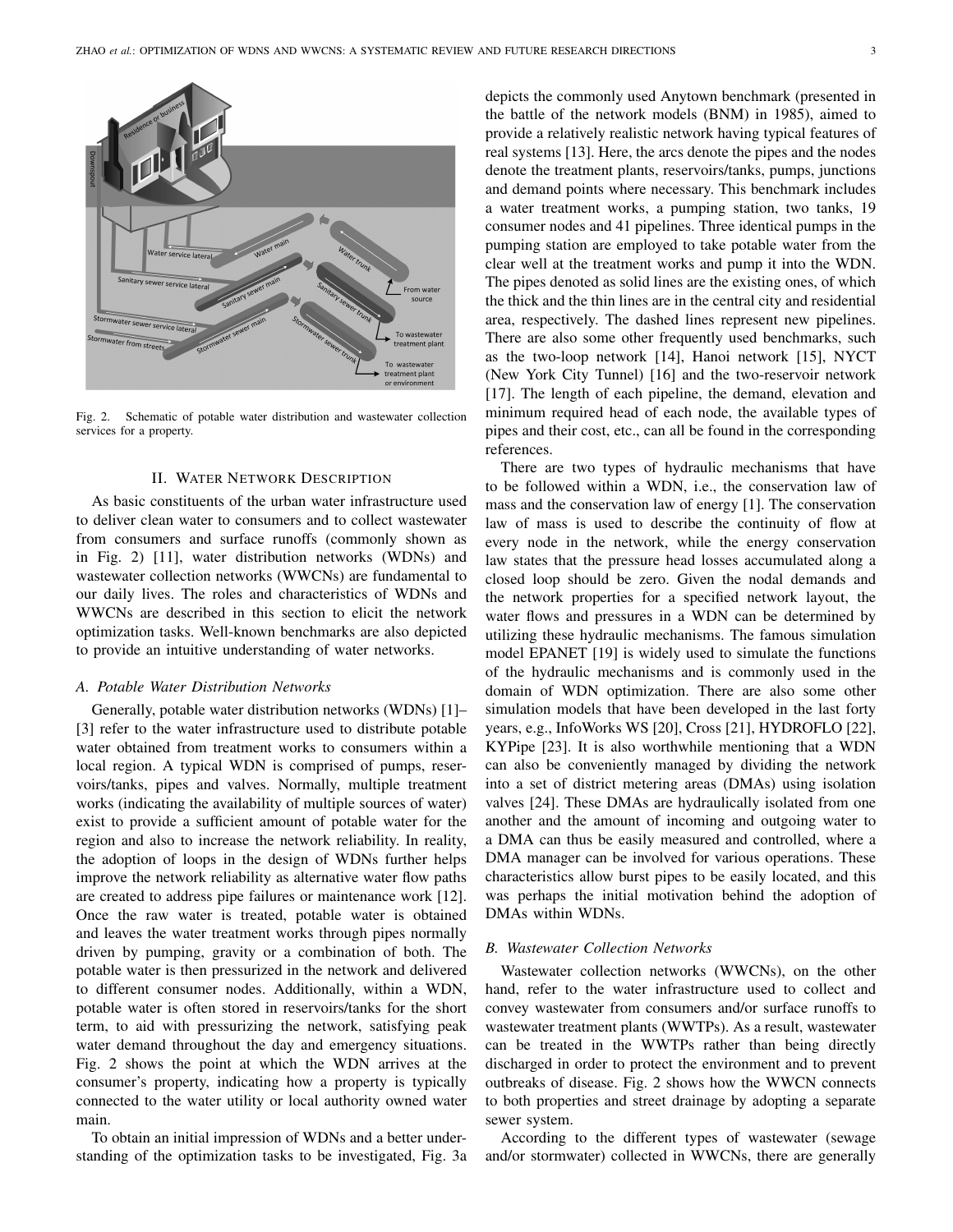Fig. 2. Schematic of potable water distribution and wastewater collection services for a property.

## II. Water Network Description

As basic constituents of the urban water infrastructure used to deliver clean water to consumers and to collect wastewater from consumers and surface runoffs (commonly shown as in Fig. 2) [11], water distribution networks (WDNs) and wastewater collection networks (WWCNs) are fundamental to our daily lives. The roles and characteristics of WDNs and WWCNs are described in this section to elicit the network optimization tasks. Well-known benchmarks are also depicted to provide an intuitive understanding of water networks.

### A. Potable Water Distribution Networks

Generally, potable water distribution networks (WDNs) [1]–[3] refer to the water infrastructure used to distribute potable water obtained from treatment works to consumers within a local region. A typical WDN is comprised of pumps, reservoirs/tanks, pipes and valves. Normally, multiple treatment works (indicating the availability of multiple sources of water) exist to provide a sufficient amount of potable water for the region and also to increase the network reliability. In reality, the adoption of loops in the design of WDNs further helps improve the network reliability as alternative water flow paths are created to address pipe failures or maintenance work [12]. Once the raw water is treated, potable water is obtained and leaves the water treatment works through pipes normally driven by pumping, gravity or a combination of both. The potable water is then pressurized in the network and delivered to different consumer nodes. Additionally, within a WDN, potable water is often stored in reservoirs/tanks for the short term, to aid with pressurizing the network, satisfying peak water demand throughout the day and emergency situations. Fig. 2 shows the point at which the WDN arrives at the consumer's property, indicating how a property is typically connected to the water utility or local authority owned water main.

To obtain an initial impression of WDNs and a better understanding of the optimization tasks to be investigated, Fig. 3a depicts the commonly used Anytown benchmark (presented in the battle of the network models (BNM) in 1985), aimed to provide a relatively realistic network having typical features of real systems [13]. Here, the arcs denote the pipes and the nodes denote the treatment plants, reservoirs/tanks, pumps, junctions and demand points where necessary. This benchmark includes a water treatment works, a pumping station, two tanks, 19 consumer nodes and 41 pipelines. Three identical pumps in the pumping station are employed to take potable water from the clear well at the treatment works and pump it into the WDN. The pipes denoted as solid lines are the existing ones, of which the thick and the thin lines are in the central city and residential area, respectively. The dashed lines represent new pipelines. There are also some other frequently used benchmarks, such as the two-loop network [14], Hanoi network [15], NYCT (New York City Tunnel) [16] and the two-reservoir network [17]. The length of each pipeline, the demand, elevation and minimum required head of each node, the available types of pipes and their cost, etc., can all be found in the corresponding references.

There are two types of hydraulic mechanisms that have to be followed within a WDN, i.e., the conservation law of mass and the conservation law of energy [1]. The conservation law of mass is used to describe the continuity of flow at every node in the network, while the energy conservation law states that the pressure head losses accumulated along a closed loop should be zero. Given the nodal demands and the network properties for a specified network layout, the water flows and pressures in a WDN can be determined by utilizing these hydraulic mechanisms. The famous simulation model EPANET [19] is widely used to simulate the functions of the hydraulic mechanisms and is commonly used in the domain of WDN optimization. There are also some other simulation models that have been developed in the last forty years, e.g., InfoWorks WS [20], Cross [21], HYDROFLO [22], KYPipe [23]. It is also worthwhile mentioning that a WDN can also be conveniently managed by dividing the network into a set of district metering areas (DMAs) using isolation valves [24]. These DMAs are hydraulically isolated from one another and the amount of incoming and outgoing water to a DMA can thus be easily measured and controlled, where a DMA manager can be involved for various operations. These characteristics allow burst pipes to be easily located, and this was perhaps the initial motivation behind the adoption of DMAs within WDNs.

### B. Wastewater Collection Networks

Wastewater collection networks (WWCNs), on the other hand, refer to the water infrastructure used to collect and convey wastewater from consumers and/or surface runoffs to wastewater treatment plants (WWTPs). As a result, wastewater can be treated in the WWTPs rather than being directly discharged in order to protect the environment and to prevent outbreaks of disease. Fig. 2 shows how the WWCN connects to both properties and street drainage by adopting a separate sewer system.

According to the different types of wastewater (sewage and/or stormwater) collected in WWCNs, there are generally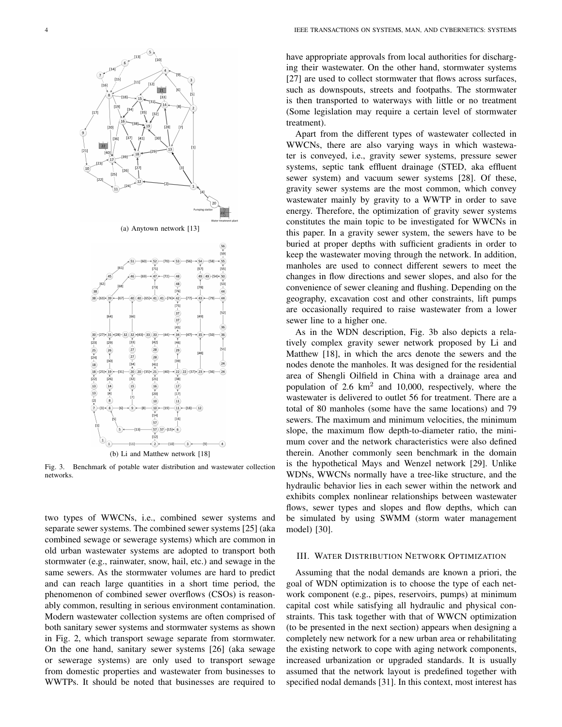(a) Anytown network [13]

(b) Li and Matthew network [18]

Fig. 3. Benchmark of potable water distribution and wastewater collection networks.

two types of WWCNs, i.e., combined sewer systems and separate sewer systems. The combined sewer systems [25] (aka combined sewage or sewerage systems) which are common in old urban wastewater systems are adopted to transport both stormwater (e.g., rainwater, snow, hail, etc.) and sewage in the same sewers. As the stormwater volumes are hard to predict and can reach large quantities in a short time period, the phenomenon of combined sewer overflows (CSOs) is reasonably common, resulting in serious environment contamination. Modern wastewater collection systems are often comprised of both sanitary sewer systems and stormwater systems as shown in Fig. 2, which transport sewage separate from stormwater. On the one hand, sanitary sewer systems [26] (aka sewage or sewerage systems) are only used to transport sewage from domestic properties and wastewater from businesses to WWTPs. It should be noted that businesses are required to have appropriate approvals from local authorities for discharging their wastewater. On the other hand, stormwater systems [27] are used to collect stormwater that flows across surfaces, such as downspouts, streets and footpaths. The stormwater is then transported to waterways with little or no treatment (Some legislation may require a certain level of stormwater treatment).

Apart from the different types of wastewater collected in WWCNs, there are also varying ways in which wastewater is conveyed, i.e., gravity sewer systems, pressure sewer systems, septic tank effluent drainage (STED, aka effluent sewer system) and vacuum sewer systems [28]. Of these, gravity sewer systems are the most common, which convey wastewater mainly by gravity to a WWTP in order to save energy. Therefore, the optimization of gravity sewer systems constitutes the main topic to be investigated for WWCNs in this paper. In a gravity sewer system, the sewers have to be buried at proper depths with sufficient gradients in order to keep the wastewater moving through the network. In addition, manholes are used to connect different sewers to meet the changes in flow directions and sewer slopes, and also for the convenience of sewer cleaning and flushing. Depending on the geography, excavation cost and other constraints, lift pumps are occasionally required to raise wastewater from a lower sewer line to a higher one.

As in the WDN description, Fig. 3b also depicts a relatively complex gravity sewer network proposed by Li and Matthew [18], in which the arcs denote the sewers and the nodes denote the manholes. It was designed for the residential area of Shengli Oilfield in China with a drainage area and population of 2.6 km$^2$ and 10,000, respectively, where the wastewater is delivered to outlet 56 for treatment. There are a total of 80 manholes (some have the same locations) and 79 sewers. The maximum and minimum velocities, the minimum slope, the maximum flow depth-to-diameter ratio, the minimum cover and the network characteristics were also defined therein. Another commonly seen benchmark in the domain is the hypothetical Mays and Wenzel network [29]. Unlike WDNs, WWCNs normally have a tree-like structure, and the hydraulic behavior lies in each sewer within the network and exhibits complex nonlinear relationships between wastewater flows, sewer types and slopes and flow depths, which can be simulated by using SWMM (storm water management model) [30].

## III. Water Distribution Network Optimization

Assuming that the nodal demands are known a priori, the goal of WDN optimization is to choose the type of each network component (e.g., pipes, reservoirs, pumps) at minimum capital cost while satisfying all hydraulic and physical constraints. This task together with that of WWCN optimization (to be presented in the next section) appears when designing a completely new network for a new urban area or rehabilitating the existing network to cope with aging network components, increased urbanization or upgraded standards. It is usually assumed that the network layout is predefined together with specified nodal demands [31]. In this context, most interest has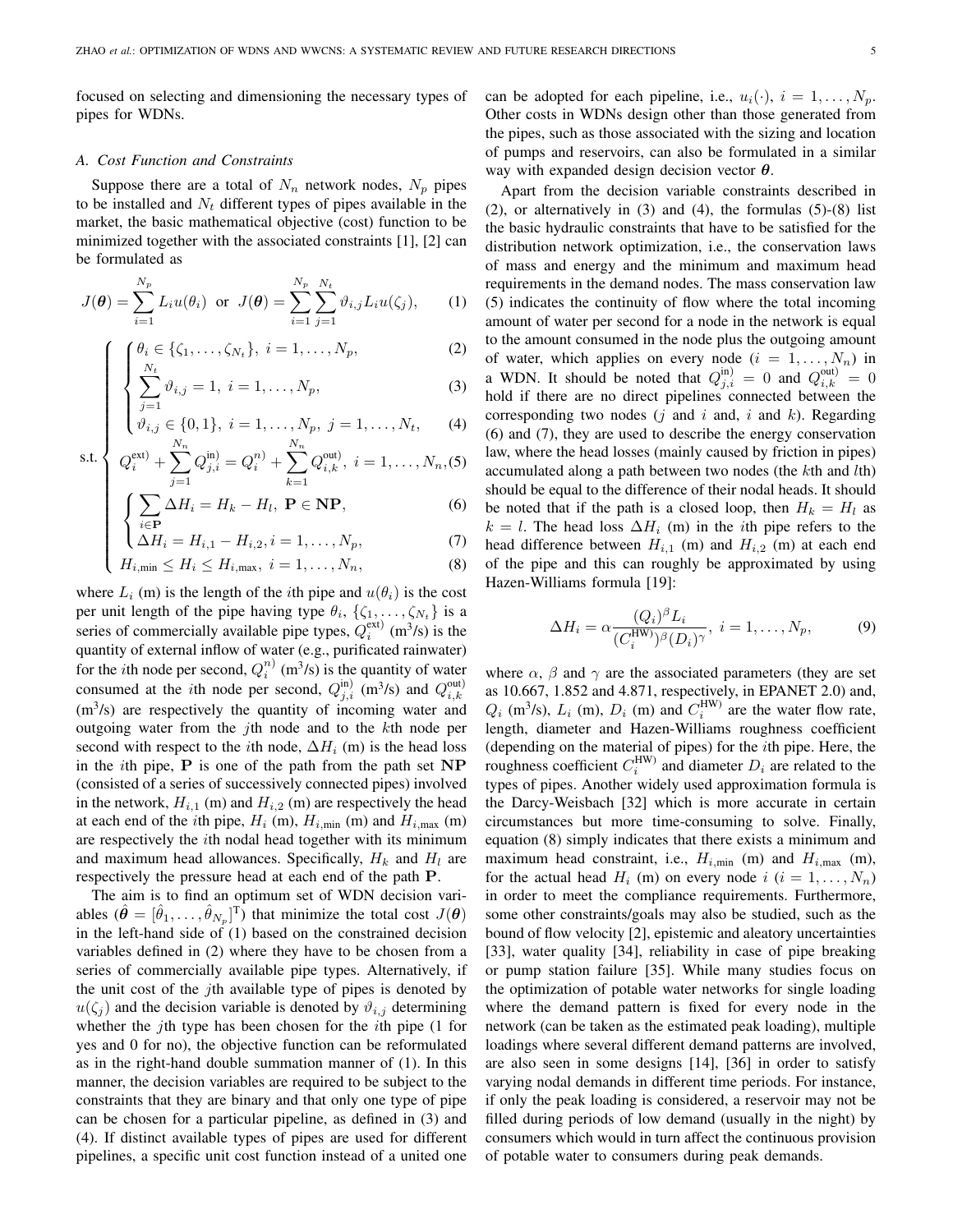focused on selecting and dimensioning the necessary types of pipes for WDNs.

### A. Cost Function and Constraints

Suppose there are a total of $N_n$ network nodes, $N_p$ pipes to be installed and $N_t$ different types of pipes available in the market, the basic mathematical objective (cost) function to be minimized together with the associated constraints [1], [2] can be formulated as

$$J(\boldsymbol{\theta}) = \sum_{i=1}^{N_p} L_i u(\theta_i) \;\text{ or }\; J(\boldsymbol{\theta}) = \sum_{i=1}^{N_p}\sum_{j=1}^{N_t} \vartheta_{i,j} L_i u(\zeta_j), \tag{1}$$

$$\text{s.t.}\begin{cases}
\begin{cases}
\theta_i \in \{\zeta_1, \ldots, \zeta_{N_t}\},\ i = 1, \ldots, N_p, & (2)\\
\sum_{j=1}^{N_t} \vartheta_{i,j} = 1,\ i = 1, \ldots, N_p, & (3)\\
\vartheta_{i,j} \in \{0, 1\},\ i = 1, \ldots, N_p,\ j = 1, \ldots, N_t, & (4)
\end{cases}\\
Q_i^{\text{ext})} + \sum_{j=1}^{N_n} Q_{j,i}^{\text{in})} = Q_i^{n)} + \sum_{k=1}^{N_n} Q_{i,k}^{\text{out})},\ i = 1, \ldots, N_n, & (5)\\
\begin{cases}
\sum_{i\in\mathbf{P}} \Delta H_i = H_k - H_l,\ \mathbf{P} \in \mathbf{NP}, & (6)\\
\Delta H_i = H_{i,1} - H_{i,2}, i = 1, \ldots, N_p, & (7)
\end{cases}\\
H_{i,\min} \le H_i \le H_{i,\max},\ i = 1, \ldots, N_n, & (8)
\end{cases}$$

where $L_i$ (m) is the length of the $i$th pipe and $u(\theta_i)$ is the cost per unit length of the pipe having type $\theta_i$, $\{\zeta_1, \ldots, \zeta_{N_t}\}$ is a series of commercially available pipe types, $Q_i^{\text{ext})}$ ($m^3$/s) is the quantity of external inflow of water (e.g., purificated rainwater) for the $i$th node per second, $Q_i^{n)}$ ($m^3$/s) is the quantity of water consumed at the $i$th node per second, $Q_{j,i}^{\text{in})}$ ($m^3$/s) and $Q_{i,k}^{\text{out})}$ ($m^3$/s) are respectively the quantity of incoming water and outgoing water from the $j$th node and to the $k$th node per second with respect to the $i$th node, $\Delta H_i$ (m) is the head loss in the $i$th pipe, $\mathbf{P}$ is one of the path from the path set $\mathbf{NP}$ (consisted of a series of successively connected pipes) involved in the network, $H_{i,1}$ (m) and $H_{i,2}$ (m) are respectively the head at each end of the $i$th pipe, $H_i$ (m), $H_{i,\min}$ (m) and $H_{i,\max}$ (m) are respectively the $i$th nodal head together with its minimum and maximum head allowances. Specifically, $H_k$ and $H_l$ are respectively the pressure head at each end of the path $\mathbf{P}$.

The aim is to find an optimum set of WDN decision variables ($\hat{\boldsymbol{\theta}} = [\hat{\theta}_1, \ldots, \hat{\theta}_{N_p}]^{\text{T}}$) that minimize the total cost $J(\boldsymbol{\theta})$ in the left-hand side of (1) based on the constrained decision variables defined in (2) where they have to be chosen from a series of commercially available pipe types. Alternatively, if the unit cost of the $j$th available type of pipes is denoted by $u(\zeta_j)$ and the decision variable is denoted by $\vartheta_{i,j}$ determining whether the $j$th type has been chosen for the $i$th pipe (1 for yes and 0 for no), the objective function can be reformulated as in the right-hand double summation manner of (1). In this manner, the decision variables are required to be subject to the constraints that they are binary and that only one type of pipe can be chosen for a particular pipeline, as defined in (3) and (4). If distinct available types of pipes are used for different pipelines, a specific unit cost function instead of a united one can be adopted for each pipeline, i.e., $u_i(\cdot)$, $i = 1, \ldots, N_p$. Other costs in WDNs design other than those generated from the pipes, such as those associated with the sizing and location of pumps and reservoirs, can also be formulated in a similar way with expanded design decision vector $\boldsymbol{\theta}$.

Apart from the decision variable constraints described in (2), or alternatively in (3) and (4), the formulas (5)-(8) list the basic hydraulic constraints that have to be satisfied for the distribution network optimization, i.e., the conservation laws of mass and energy and the minimum and maximum head requirements in the demand nodes. The mass conservation law (5) indicates the continuity of flow where the total incoming amount of water per second for a node in the network is equal to the amount consumed in the node plus the outgoing amount of water, which applies on every node ($i = 1, \ldots, N_n$) in a WDN. It should be noted that $Q_{j,i}^{\text{in})} = 0$ and $Q_{i,k}^{\text{out})} = 0$ hold if there are no direct pipelines connected between the corresponding two nodes ($j$ and $i$ and, $i$ and $k$). Regarding (6) and (7), they are used to describe the energy conservation law, where the head losses (mainly caused by friction in pipes) accumulated along a path between two nodes (the $k$th and $l$th) should be equal to the difference of their nodal heads. It should be noted that if the path is a closed loop, then $H_k = H_l$ as $k = l$. The head loss $\Delta H_i$ (m) in the $i$th pipe refers to the head difference between $H_{i,1}$ (m) and $H_{i,2}$ (m) at each end of the pipe and this can roughly be approximated by using Hazen-Williams formula [19]:

$$\Delta H_i = \alpha \frac{(Q_i)^{\beta} L_i}{(C_i^{\text{HW})})^{\beta} (D_i)^{\gamma}},\ i = 1, \ldots, N_p, \tag{9}$$

where $\alpha$, $\beta$ and $\gamma$ are the associated parameters (they are set as 10.667, 1.852 and 4.871, respectively, in EPANET 2.0) and, $Q_i$ ($m^3$/s), $L_i$ (m), $D_i$ (m) and $C_i^{\text{HW})}$ are the water flow rate, length, diameter and Hazen-Williams roughness coefficient (depending on the material of pipes) for the $i$th pipe. Here, the roughness coefficient $C_i^{\text{HW})}$ and diameter $D_i$ are related to the types of pipes. Another widely used approximation formula is the Darcy-Weisbach [32] which is more accurate in certain circumstances but more time-consuming to solve. Finally, equation (8) simply indicates that there exists a minimum and maximum head constraint, i.e., $H_{i,\min}$ (m) and $H_{i,\max}$ (m), for the actual head $H_i$ (m) on every node $i$ ($i = 1, \ldots, N_n$) in order to meet the compliance requirements. Furthermore, some other constraints/goals may also be studied, such as the bound of flow velocity [2], epistemic and aleatory uncertainties [33], water quality [34], reliability in case of pipe breaking or pump station failure [35]. While many studies focus on the optimization of potable water networks for single loading where the demand pattern is fixed for every node in the network (can be taken as the estimated peak loading), multiple loadings where several different demand patterns are involved, are also seen in some designs [14], [36] in order to satisfy varying nodal demands in different time periods. For instance, if only the peak loading is considered, a reservoir may not be filled during periods of low demand (usually in the night) by consumers which would in turn affect the continuous provision of potable water to consumers during peak demands.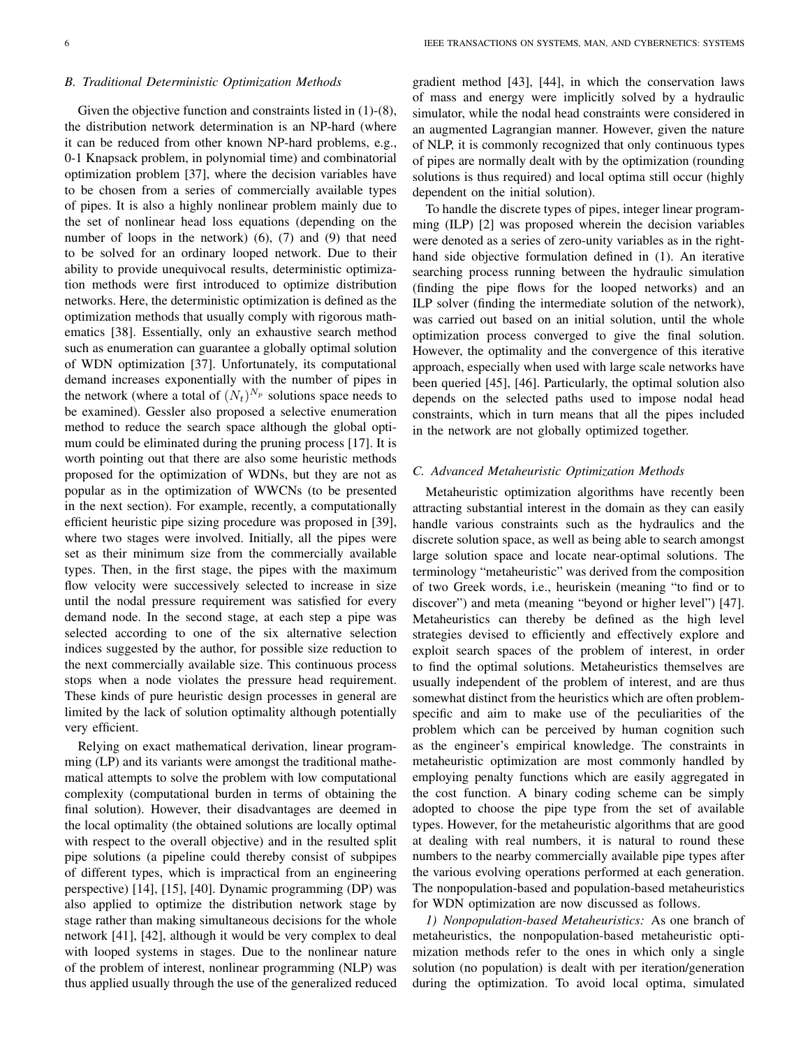### B. Traditional Deterministic Optimization Methods

Given the objective function and constraints listed in (1)-(8), the distribution network determination is an NP-hard (where it can be reduced from other known NP-hard problems, e.g., 0-1 Knapsack problem, in polynomial time) and combinatorial optimization problem [37], where the decision variables have to be chosen from a series of commercially available types of pipes. It is also a highly nonlinear problem mainly due to the set of nonlinear head loss equations (depending on the number of loops in the network) (6), (7) and (9) that need to be solved for an ordinary looped network. Due to their ability to provide unequivocal results, deterministic optimization methods were first introduced to optimize distribution networks. Here, the deterministic optimization is defined as the optimization methods that usually comply with rigorous mathematics [38]. Essentially, only an exhaustive search method such as enumeration can guarantee a globally optimal solution of WDN optimization [37]. Unfortunately, its computational demand increases exponentially with the number of pipes in the network (where a total of $(N_t)^{N_p}$ solutions space needs to be examined). Gessler also proposed a selective enumeration method to reduce the search space although the global optimum could be eliminated during the pruning process [17]. It is worth pointing out that there are also some heuristic methods proposed for the optimization of WDNs, but they are not as popular as in the optimization of WWCNs (to be presented in the next section). For example, recently, a computationally efficient heuristic pipe sizing procedure was proposed in [39], where two stages were involved. Initially, all the pipes were set as their minimum size from the commercially available types. Then, in the first stage, the pipes with the maximum flow velocity were successively selected to increase in size until the nodal pressure requirement was satisfied for every demand node. In the second stage, at each step a pipe was selected according to one of the six alternative selection indices suggested by the author, for possible size reduction to the next commercially available size. This continuous process stops when a node violates the pressure head requirement. These kinds of pure heuristic design processes in general are limited by the lack of solution optimality although potentially very efficient.

Relying on exact mathematical derivation, linear programming (LP) and its variants were amongst the traditional mathematical attempts to solve the problem with low computational complexity (computational burden in terms of obtaining the final solution). However, their disadvantages are deemed in the local optimality (the obtained solutions are locally optimal with respect to the overall objective) and in the resulted split pipe solutions (a pipeline could thereby consist of subpipes of different types, which is impractical from an engineering perspective) [14], [15], [40]. Dynamic programming (DP) was also applied to optimize the distribution network stage by stage rather than making simultaneous decisions for the whole network [41], [42], although it would be very complex to deal with looped systems in stages. Due to the nonlinear nature of the problem of interest, nonlinear programming (NLP) was thus applied usually through the use of the generalized reduced gradient method [43], [44], in which the conservation laws of mass and energy were implicitly solved by a hydraulic simulator, while the nodal head constraints were considered in an augmented Lagrangian manner. However, given the nature of NLP, it is commonly recognized that only continuous types of pipes are normally dealt with by the optimization (rounding solutions is thus required) and local optima still occur (highly dependent on the initial solution).

To handle the discrete types of pipes, integer linear programming (ILP) [2] was proposed wherein the decision variables were denoted as a series of zero-unity variables as in the right-hand side objective formulation defined in (1). An iterative searching process running between the hydraulic simulation (finding the pipe flows for the looped networks) and an ILP solver (finding the intermediate solution of the network), was carried out based on an initial solution, until the whole optimization process converged to give the final solution. However, the optimality and the convergence of this iterative approach, especially when used with large scale networks have been queried [45], [46]. Particularly, the optimal solution also depends on the selected paths used to impose nodal head constraints, which in turn means that all the pipes included in the network are not globally optimized together.

### C. Advanced Metaheuristic Optimization Methods

Metaheuristic optimization algorithms have recently been attracting substantial interest in the domain as they can easily handle various constraints such as the hydraulics and the discrete solution space, as well as being able to search amongst large solution space and locate near-optimal solutions. The terminology "metaheuristic" was derived from the composition of two Greek words, i.e., heuriskein (meaning "to find or to discover") and meta (meaning "beyond or higher level") [47]. Metaheuristics can thereby be defined as the high level strategies devised to efficiently and effectively explore and exploit search spaces of the problem of interest, in order to find the optimal solutions. Metaheuristics themselves are usually independent of the problem of interest, and are thus somewhat distinct from the heuristics which are often problem-specific and aim to make use of the peculiarities of the problem which can be perceived by human cognition such as the engineer's empirical knowledge. The constraints in metaheuristic optimization are most commonly handled by employing penalty functions which are easily aggregated in the cost function. A binary coding scheme can be simply adopted to choose the pipe type from the set of available types. However, for the metaheuristic algorithms that are good at dealing with real numbers, it is natural to round these numbers to the nearby commercially available pipe types after the various evolving operations performed at each generation. The nonpopulation-based and population-based metaheuristics for WDN optimization are now discussed as follows.

*1) Nonpopulation-based Metaheuristics:* As one branch of metaheuristics, the nonpopulation-based metaheuristic optimization methods refer to the ones in which only a single solution (no population) is dealt with per iteration/generation during the optimization. To avoid local optima, simulated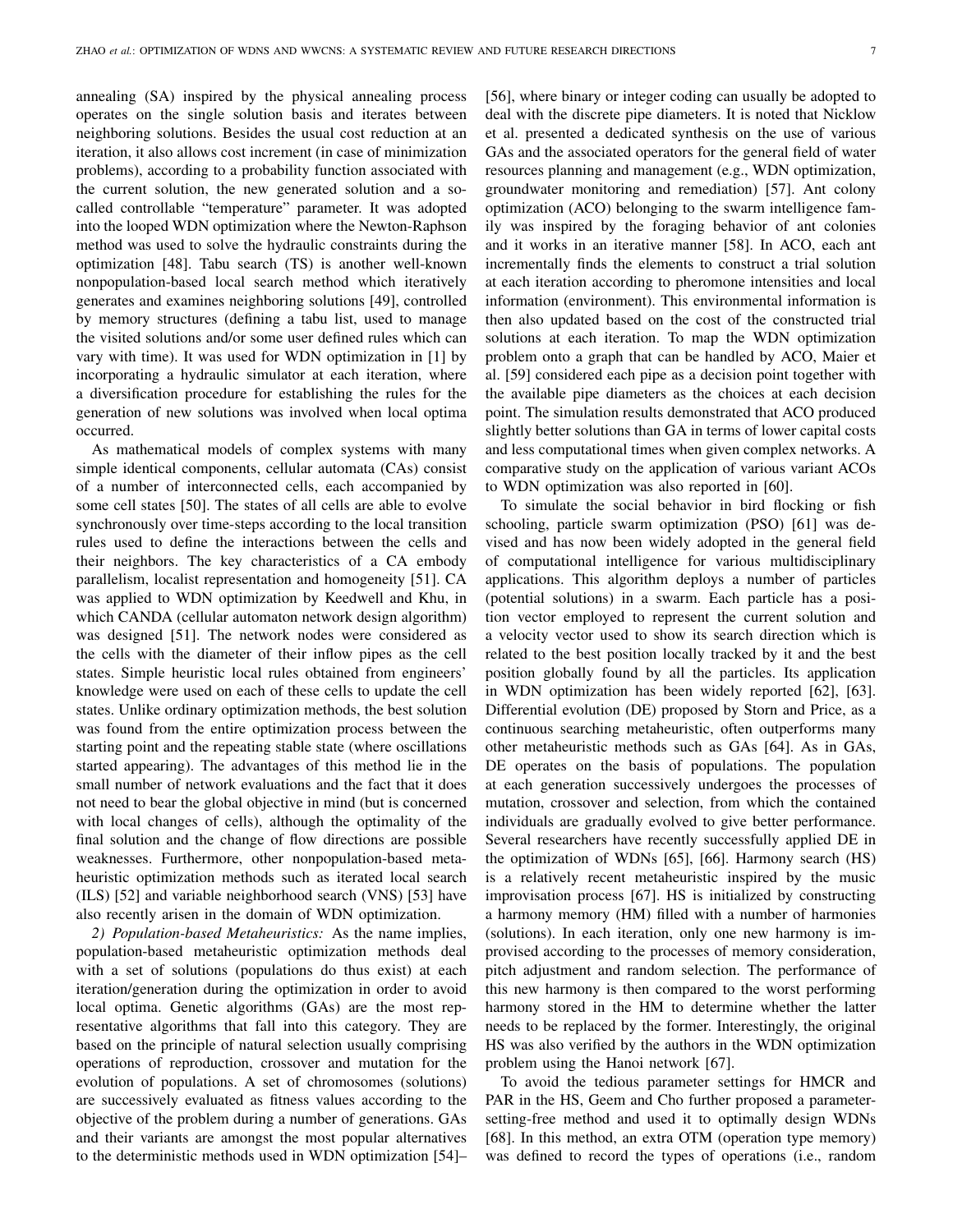annealing (SA) inspired by the physical annealing process operates on the single solution basis and iterates between neighboring solutions. Besides the usual cost reduction at an iteration, it also allows cost increment (in case of minimization problems), according to a probability function associated with the current solution, the new generated solution and a so-called controllable "temperature" parameter. It was adopted into the looped WDN optimization where the Newton-Raphson method was used to solve the hydraulic constraints during the optimization [48]. Tabu search (TS) is another well-known nonpopulation-based local search method which iteratively generates and examines neighboring solutions [49], controlled by memory structures (defining a tabu list, used to manage the visited solutions and/or some user defined rules which can vary with time). It was used for WDN optimization in [1] by incorporating a hydraulic simulator at each iteration, where a diversification procedure for establishing the rules for the generation of new solutions was involved when local optima occurred.

As mathematical models of complex systems with many simple identical components, cellular automata (CAs) consist of a number of interconnected cells, each accompanied by some cell states [50]. The states of all cells are able to evolve synchronously over time-steps according to the local transition rules used to define the interactions between the cells and their neighbors. The key characteristics of a CA embody parallelism, localist representation and homogeneity [51]. CA was applied to WDN optimization by Keedwell and Khu, in which CANDA (cellular automaton network design algorithm) was designed [51]. The network nodes were considered as the cells with the diameter of their inflow pipes as the cell states. Simple heuristic local rules obtained from engineers' knowledge were used on each of these cells to update the cell states. Unlike ordinary optimization methods, the best solution was found from the entire optimization process between the starting point and the repeating stable state (where oscillations started appearing). The advantages of this method lie in the small number of network evaluations and the fact that it does not need to bear the global objective in mind (but is concerned with local changes of cells), although the optimality of the final solution and the change of flow directions are possible weaknesses. Furthermore, other nonpopulation-based metaheuristic optimization methods such as iterated local search (ILS) [52] and variable neighborhood search (VNS) [53] have also recently arisen in the domain of WDN optimization.

*2) Population-based Metaheuristics:* As the name implies, population-based metaheuristic optimization methods deal with a set of solutions (populations do thus exist) at each iteration/generation during the optimization in order to avoid local optima. Genetic algorithms (GAs) are the most representative algorithms that fall into this category. They are based on the principle of natural selection usually comprising operations of reproduction, crossover and mutation for the evolution of populations. A set of chromosomes (solutions) are successively evaluated as fitness values according to the objective of the problem during a number of generations. GAs and their variants are amongst the most popular alternatives to the deterministic methods used in WDN optimization [54]–[56], where binary or integer coding can usually be adopted to deal with the discrete pipe diameters. It is noted that Nicklow et al. presented a dedicated synthesis on the use of various GAs and the associated operators for the general field of water resources planning and management (e.g., WDN optimization, groundwater monitoring and remediation) [57]. Ant colony optimization (ACO) belonging to the swarm intelligence family was inspired by the foraging behavior of ant colonies and it works in an iterative manner [58]. In ACO, each ant incrementally finds the elements to construct a trial solution at each iteration according to pheromone intensities and local information (environment). This environmental information is then also updated based on the cost of the constructed trial solutions at each iteration. To map the WDN optimization problem onto a graph that can be handled by ACO, Maier et al. [59] considered each pipe as a decision point together with the available pipe diameters as the choices at each decision point. The simulation results demonstrated that ACO produced slightly better solutions than GA in terms of lower capital costs and less computational times when given complex networks. A comparative study on the application of various variant ACOs to WDN optimization was also reported in [60].

To simulate the social behavior in bird flocking or fish schooling, particle swarm optimization (PSO) [61] was devised and has now been widely adopted in the general field of computational intelligence for various multidisciplinary applications. This algorithm deploys a number of particles (potential solutions) in a swarm. Each particle has a position vector employed to represent the current solution and a velocity vector used to show its search direction which is related to the best position locally tracked by it and the best position globally found by all the particles. Its application in WDN optimization has been widely reported [62], [63]. Differential evolution (DE) proposed by Storn and Price, as a continuous searching metaheuristic, often outperforms many other metaheuristic methods such as GAs [64]. As in GAs, DE operates on the basis of populations. The population at each generation successively undergoes the processes of mutation, crossover and selection, from which the contained individuals are gradually evolved to give better performance. Several researchers have recently successfully applied DE in the optimization of WDNs [65], [66]. Harmony search (HS) is a relatively recent metaheuristic inspired by the music improvisation process [67]. HS is initialized by constructing a harmony memory (HM) filled with a number of harmonies (solutions). In each iteration, only one new harmony is improvised according to the processes of memory consideration, pitch adjustment and random selection. The performance of this new harmony is then compared to the worst performing harmony stored in the HM to determine whether the latter needs to be replaced by the former. Interestingly, the original HS was also verified by the authors in the WDN optimization problem using the Hanoi network [67].

To avoid the tedious parameter settings for HMCR and PAR in the HS, Geem and Cho further proposed a parameter-setting-free method and used it to optimally design WDNs [68]. In this method, an extra OTM (operation type memory) was defined to record the types of operations (i.e., random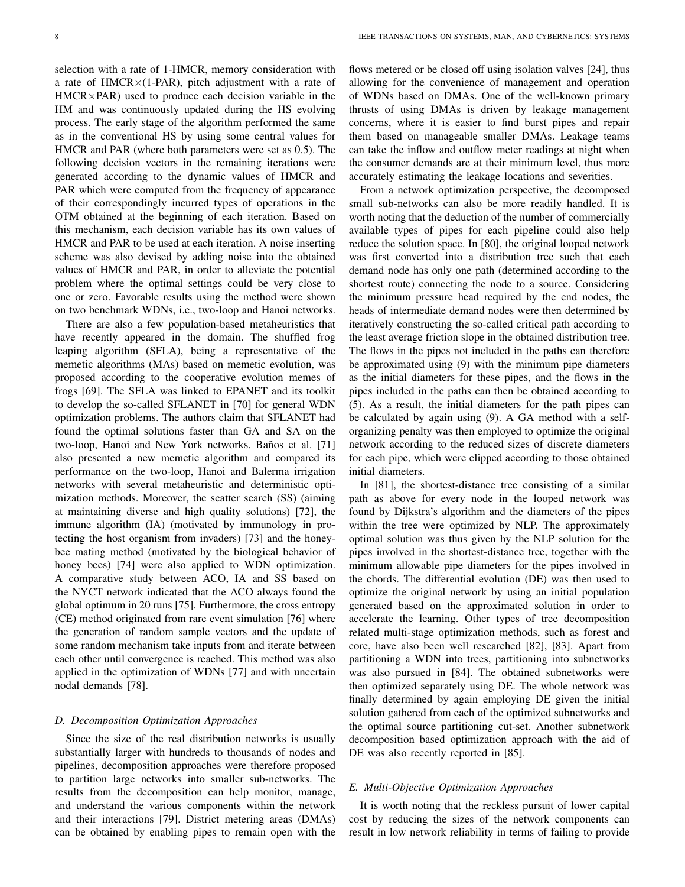selection with a rate of 1-HMCR, memory consideration with a rate of HMCR×(1-PAR), pitch adjustment with a rate of HMCR×PAR) used to produce each decision variable in the HM and was continuously updated during the HS evolving process. The early stage of the algorithm performed the same as in the conventional HS by using some central values for HMCR and PAR (where both parameters were set as 0.5). The following decision vectors in the remaining iterations were generated according to the dynamic values of HMCR and PAR which were computed from the frequency of appearance of their correspondingly incurred types of operations in the OTM obtained at the beginning of each iteration. Based on this mechanism, each decision variable has its own values of HMCR and PAR to be used at each iteration. A noise inserting scheme was also devised by adding noise into the obtained values of HMCR and PAR, in order to alleviate the potential problem where the optimal settings could be very close to one or zero. Favorable results using the method were shown on two benchmark WDNs, i.e., two-loop and Hanoi networks.

There are also a few population-based metaheuristics that have recently appeared in the domain. The shuffled frog leaping algorithm (SFLA), being a representative of the memetic algorithms (MAs) based on memetic evolution, was proposed according to the cooperative evolution memes of frogs [69]. The SFLA was linked to EPANET and its toolkit to develop the so-called SFLANET in [70] for general WDN optimization problems. The authors claim that SFLANET had found the optimal solutions faster than GA and SA on the two-loop, Hanoi and New York networks. Baños et al. [71] also presented a new memetic algorithm and compared its performance on the two-loop, Hanoi and Balerma irrigation networks with several metaheuristic and deterministic optimization methods. Moreover, the scatter search (SS) (aiming at maintaining diverse and high quality solutions) [72], the immune algorithm (IA) (motivated by immunology in protecting the host organism from invaders) [73] and the honey-bee mating method (motivated by the biological behavior of honey bees) [74] were also applied to WDN optimization. A comparative study between ACO, IA and SS based on the NYCT network indicated that the ACO always found the global optimum in 20 runs [75]. Furthermore, the cross entropy (CE) method originated from rare event simulation [76] where the generation of random sample vectors and the update of some random mechanism take inputs from and iterate between each other until convergence is reached. This method was also applied in the optimization of WDNs [77] and with uncertain nodal demands [78].

### D. Decomposition Optimization Approaches

Since the size of the real distribution networks is usually substantially larger with hundreds to thousands of nodes and pipelines, decomposition approaches were therefore proposed to partition large networks into smaller sub-networks. The results from the decomposition can help monitor, manage, and understand the various components within the network and their interactions [79]. District metering areas (DMAs) can be obtained by enabling pipes to remain open with the flows metered or be closed off using isolation valves [24], thus allowing for the convenience of management and operation of WDNs based on DMAs. One of the well-known primary thrusts of using DMAs is driven by leakage management concerns, where it is easier to find burst pipes and repair them based on manageable smaller DMAs. Leakage teams can take the inflow and outflow meter readings at night when the consumer demands are at their minimum level, thus more accurately estimating the leakage locations and severities.

From a network optimization perspective, the decomposed small sub-networks can also be more readily handled. It is worth noting that the deduction of the number of commercially available types of pipes for each pipeline could also help reduce the solution space. In [80], the original looped network was first converted into a distribution tree such that each demand node has only one path (determined according to the shortest route) connecting the node to a source. Considering the minimum pressure head required by the end nodes, the heads of intermediate demand nodes were then determined by iteratively constructing the so-called critical path according to the least average friction slope in the obtained distribution tree. The flows in the pipes not included in the paths can therefore be approximated using (9) with the minimum pipe diameters as the initial diameters for these pipes, and the flows in the pipes included in the paths can then be obtained according to (5). As a result, the initial diameters for the path pipes can be calculated by again using (9). A GA method with a self-organizing penalty was then employed to optimize the original network according to the reduced sizes of discrete diameters for each pipe, which were clipped according to those obtained initial diameters.

In [81], the shortest-distance tree consisting of a similar path as above for every node in the looped network was found by Dijkstra's algorithm and the diameters of the pipes within the tree were optimized by NLP. The approximately optimal solution was thus given by the NLP solution for the pipes involved in the shortest-distance tree, together with the minimum allowable pipe diameters for the pipes involved in the chords. The differential evolution (DE) was then used to optimize the original network by using an initial population generated based on the approximated solution in order to accelerate the learning. Other types of tree decomposition related multi-stage optimization methods, such as forest and core, have also been well researched [82], [83]. Apart from partitioning a WDN into trees, partitioning into subnetworks was also pursued in [84]. The obtained subnetworks were then optimized separately using DE. The whole network was finally determined by again employing DE given the initial solution gathered from each of the optimized subnetworks and the optimal source partitioning cut-set. Another subnetwork decomposition based optimization approach with the aid of DE was also recently reported in [85].

### E. Multi-Objective Optimization Approaches

It is worth noting that the reckless pursuit of lower capital cost by reducing the sizes of the network components can result in low network reliability in terms of failing to provide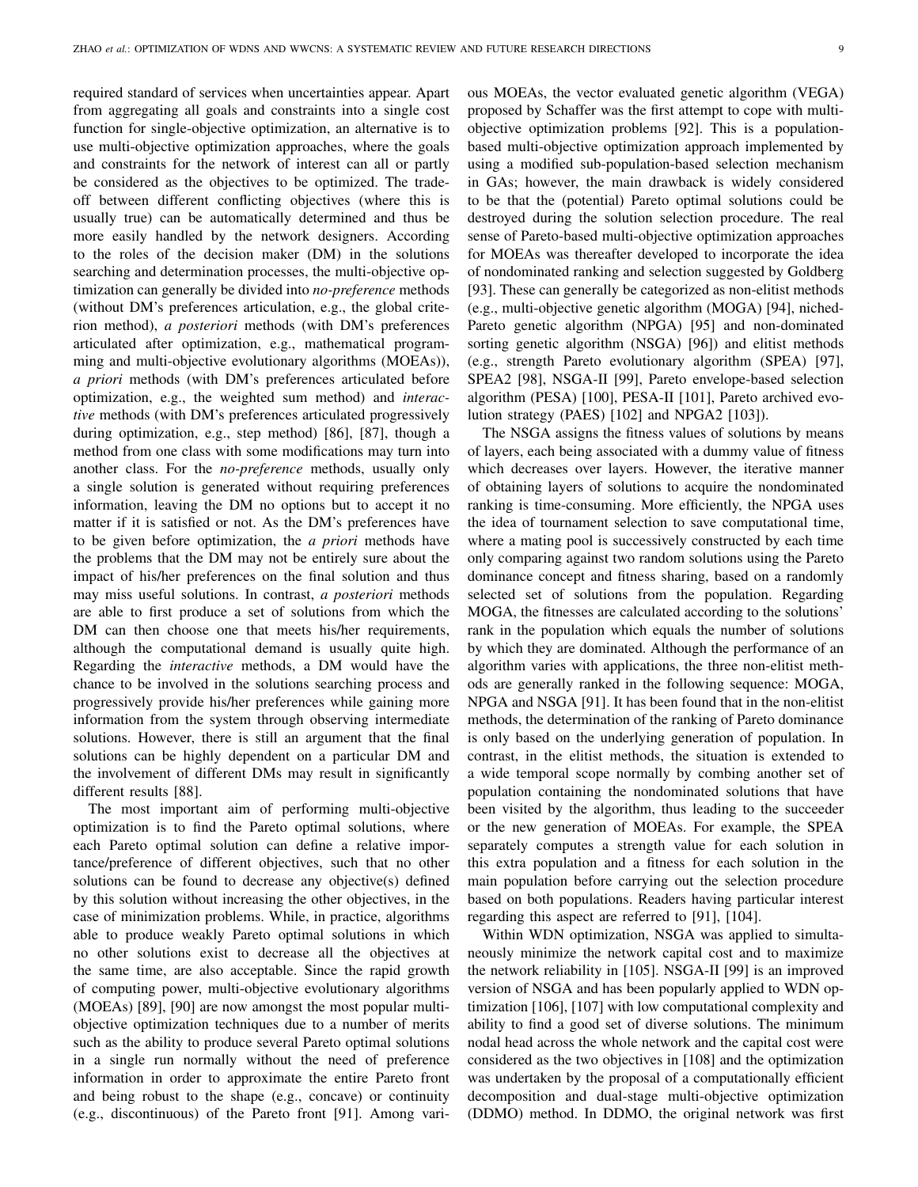required standard of services when uncertainties appear. Apart from aggregating all goals and constraints into a single cost function for single-objective optimization, an alternative is to use multi-objective optimization approaches, where the goals and constraints for the network of interest can all or partly be considered as the objectives to be optimized. The trade-off between different conflicting objectives (where this is usually true) can be automatically determined and thus be more easily handled by the network designers. According to the roles of the decision maker (DM) in the solutions searching and determination processes, the multi-objective optimization can generally be divided into *no-preference* methods (without DM's preferences articulation, e.g., the global criterion method), *a posteriori* methods (with DM's preferences articulated after optimization, e.g., mathematical programming and multi-objective evolutionary algorithms (MOEAs)), *a priori* methods (with DM's preferences articulated before optimization, e.g., the weighted sum method) and *interactive* methods (with DM's preferences articulated progressively during optimization, e.g., step method) [86], [87], though a method from one class with some modifications may turn into another class. For the *no-preference* methods, usually only a single solution is generated without requiring preferences information, leaving the DM no options but to accept it no matter if it is satisfied or not. As the DM's preferences have to be given before optimization, the *a priori* methods have the problems that the DM may not be entirely sure about the impact of his/her preferences on the final solution and thus may miss useful solutions. In contrast, *a posteriori* methods are able to first produce a set of solutions from which the DM can then choose one that meets his/her requirements, although the computational demand is usually quite high. Regarding the *interactive* methods, a DM would have the chance to be involved in the solutions searching process and progressively provide his/her preferences while gaining more information from the system through observing intermediate solutions. However, there is still an argument that the final solutions can be highly dependent on a particular DM and the involvement of different DMs may result in significantly different results [88].

The most important aim of performing multi-objective optimization is to find the Pareto optimal solutions, where each Pareto optimal solution can define a relative importance/preference of different objectives, such that no other solutions can be found to decrease any objective(s) defined by this solution without increasing the other objectives, in the case of minimization problems. While, in practice, algorithms able to produce weakly Pareto optimal solutions in which no other solutions exist to decrease all the objectives at the same time, are also acceptable. Since the rapid growth of computing power, multi-objective evolutionary algorithms (MOEAs) [89], [90] are now amongst the most popular multi-objective optimization techniques due to a number of merits such as the ability to produce several Pareto optimal solutions in a single run normally without the need of preference information in order to approximate the entire Pareto front and being robust to the shape (e.g., concave) or continuity (e.g., discontinuous) of the Pareto front [91]. Among various MOEAs, the vector evaluated genetic algorithm (VEGA) proposed by Schaffer was the first attempt to cope with multi-objective optimization problems [92]. This is a population-based multi-objective optimization approach implemented by using a modified sub-population-based selection mechanism in GAs; however, the main drawback is widely considered to be that the (potential) Pareto optimal solutions could be destroyed during the solution selection procedure. The real sense of Pareto-based multi-objective optimization approaches for MOEAs was thereafter developed to incorporate the idea of nondominated ranking and selection suggested by Goldberg [93]. These can generally be categorized as non-elitist methods (e.g., multi-objective genetic algorithm (MOGA) [94], niched-Pareto genetic algorithm (NPGA) [95] and non-dominated sorting genetic algorithm (NSGA) [96]) and elitist methods (e.g., strength Pareto evolutionary algorithm (SPEA) [97], SPEA2 [98], NSGA-II [99], Pareto envelope-based selection algorithm (PESA) [100], PESA-II [101], Pareto archived evolution strategy (PAES) [102] and NPGA2 [103]).

The NSGA assigns the fitness values of solutions by means of layers, each being associated with a dummy value of fitness which decreases over layers. However, the iterative manner of obtaining layers of solutions to acquire the nondominated ranking is time-consuming. More efficiently, the NPGA uses the idea of tournament selection to save computational time, where a mating pool is successively constructed by each time only comparing against two random solutions using the Pareto dominance concept and fitness sharing, based on a randomly selected set of solutions from the population. Regarding MOGA, the fitnesses are calculated according to the solutions' rank in the population which equals the number of solutions by which they are dominated. Although the performance of an algorithm varies with applications, the three non-elitist methods are generally ranked in the following sequence: MOGA, NPGA and NSGA [91]. It has been found that in the non-elitist methods, the determination of the ranking of Pareto dominance is only based on the underlying generation of population. In contrast, in the elitist methods, the situation is extended to a wide temporal scope normally by combing another set of population containing the nondominated solutions that have been visited by the algorithm, thus leading to the succeeder or the new generation of MOEAs. For example, the SPEA separately computes a strength value for each solution in this extra population and a fitness for each solution in the main population before carrying out the selection procedure based on both populations. Readers having particular interest regarding this aspect are referred to [91], [104].

Within WDN optimization, NSGA was applied to simultaneously minimize the network capital cost and to maximize the network reliability in [105]. NSGA-II [99] is an improved version of NSGA and has been popularly applied to WDN optimization [106], [107] with low computational complexity and ability to find a good set of diverse solutions. The minimum nodal head across the whole network and the capital cost were considered as the two objectives in [108] and the optimization was undertaken by the proposal of a computationally efficient decomposition and dual-stage multi-objective optimization (DDMO) method. In DDMO, the original network was first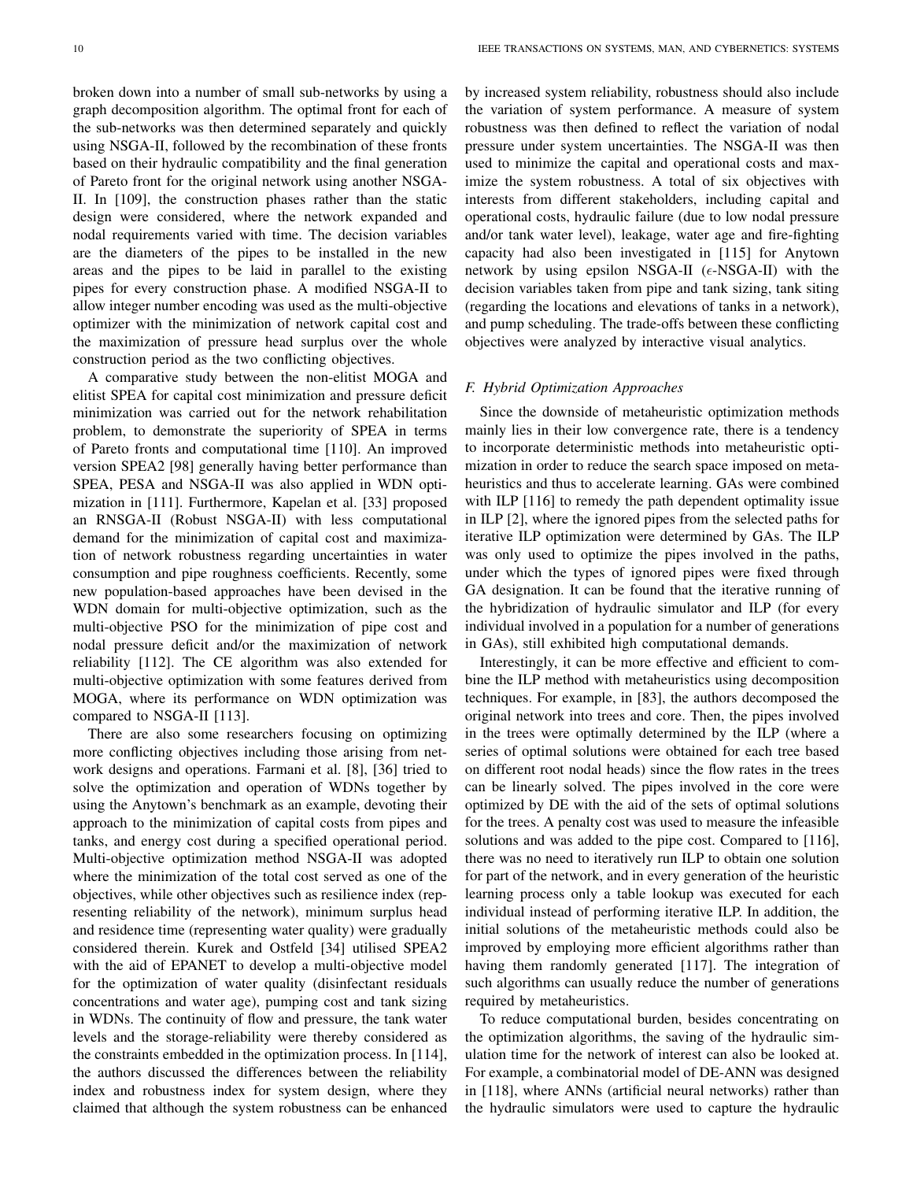broken down into a number of small sub-networks by using a graph decomposition algorithm. The optimal front for each of the sub-networks was then determined separately and quickly using NSGA-II, followed by the recombination of these fronts based on their hydraulic compatibility and the final generation of Pareto front for the original network using another NSGA-II. In [109], the construction phases rather than the static design were considered, where the network expanded and nodal requirements varied with time. The decision variables are the diameters of the pipes to be installed in the new areas and the pipes to be laid in parallel to the existing pipes for every construction phase. A modified NSGA-II to allow integer number encoding was used as the multi-objective optimizer with the minimization of network capital cost and the maximization of pressure head surplus over the whole construction period as the two conflicting objectives.

A comparative study between the non-elitist MOGA and elitist SPEA for capital cost minimization and pressure deficit minimization was carried out for the network rehabilitation problem, to demonstrate the superiority of SPEA in terms of Pareto fronts and computational time [110]. An improved version SPEA2 [98] generally having better performance than SPEA, PESA and NSGA-II was also applied in WDN optimization in [111]. Furthermore, Kapelan et al. [33] proposed an RNSGA-II (Robust NSGA-II) with less computational demand for the minimization of capital cost and maximization of network robustness regarding uncertainties in water consumption and pipe roughness coefficients. Recently, some new population-based approaches have been devised in the WDN domain for multi-objective optimization, such as the multi-objective PSO for the minimization of pipe cost and nodal pressure deficit and/or the maximization of network reliability [112]. The CE algorithm was also extended for multi-objective optimization with some features derived from MOGA, where its performance on WDN optimization was compared to NSGA-II [113].

There are also some researchers focusing on optimizing more conflicting objectives including those arising from network designs and operations. Farmani et al. [8], [36] tried to solve the optimization and operation of WDNs together by using the Anytown's benchmark as an example, devoting their approach to the minimization of capital costs from pipes and tanks, and energy cost during a specified operational period. Multi-objective optimization method NSGA-II was adopted where the minimization of the total cost served as one of the objectives, while other objectives such as resilience index (representing reliability of the network), minimum surplus head and residence time (representing water quality) were gradually considered therein. Kurek and Ostfeld [34] utilised SPEA2 with the aid of EPANET to develop a multi-objective model for the optimization of water quality (disinfectant residuals concentrations and water age), pumping cost and tank sizing in WDNs. The continuity of flow and pressure, the tank water levels and the storage-reliability were thereby considered as the constraints embedded in the optimization process. In [114], the authors discussed the differences between the reliability index and robustness index for system design, where they claimed that although the system robustness can be enhanced by increased system reliability, robustness should also include the variation of system performance. A measure of system robustness was then defined to reflect the variation of nodal pressure under system uncertainties. The NSGA-II was then used to minimize the capital and operational costs and maximize the system robustness. A total of six objectives with interests from different stakeholders, including capital and operational costs, hydraulic failure (due to low nodal pressure and/or tank water level), leakage, water age and fire-fighting capacity had also been investigated in [115] for Anytown network by using epsilon NSGA-II ($\epsilon$-NSGA-II) with the decision variables taken from pipe and tank sizing, tank siting (regarding the locations and elevations of tanks in a network), and pump scheduling. The trade-offs between these conflicting objectives were analyzed by interactive visual analytics.

### *F. Hybrid Optimization Approaches*

Since the downside of metaheuristic optimization methods mainly lies in their low convergence rate, there is a tendency to incorporate deterministic methods into metaheuristic optimization in order to reduce the search space imposed on metaheuristics and thus to accelerate learning. GAs were combined with ILP [116] to remedy the path dependent optimality issue in ILP [2], where the ignored pipes from the selected paths for iterative ILP optimization were determined by GAs. The ILP was only used to optimize the pipes involved in the paths, under which the types of ignored pipes were fixed through GA designation. It can be found that the iterative running of the hybridization of hydraulic simulator and ILP (for every individual involved in a population for a number of generations in GAs), still exhibited high computational demands.

Interestingly, it can be more effective and efficient to combine the ILP method with metaheuristics using decomposition techniques. For example, in [83], the authors decomposed the original network into trees and core. Then, the pipes involved in the trees were optimally determined by the ILP (where a series of optimal solutions were obtained for each tree based on different root nodal heads) since the flow rates in the trees can be linearly solved. The pipes involved in the core were optimized by DE with the aid of the sets of optimal solutions for the trees. A penalty cost was used to measure the infeasible solutions and was added to the pipe cost. Compared to [116], there was no need to iteratively run ILP to obtain one solution for part of the network, and in every generation of the heuristic learning process only a table lookup was executed for each individual instead of performing iterative ILP. In addition, the initial solutions of the metaheuristic methods could also be improved by employing more efficient algorithms rather than having them randomly generated [117]. The integration of such algorithms can usually reduce the number of generations required by metaheuristics.

To reduce computational burden, besides concentrating on the optimization algorithms, the saving of the hydraulic simulation time for the network of interest can also be looked at. For example, a combinatorial model of DE-ANN was designed in [118], where ANNs (artificial neural networks) rather than the hydraulic simulators were used to capture the hydraulic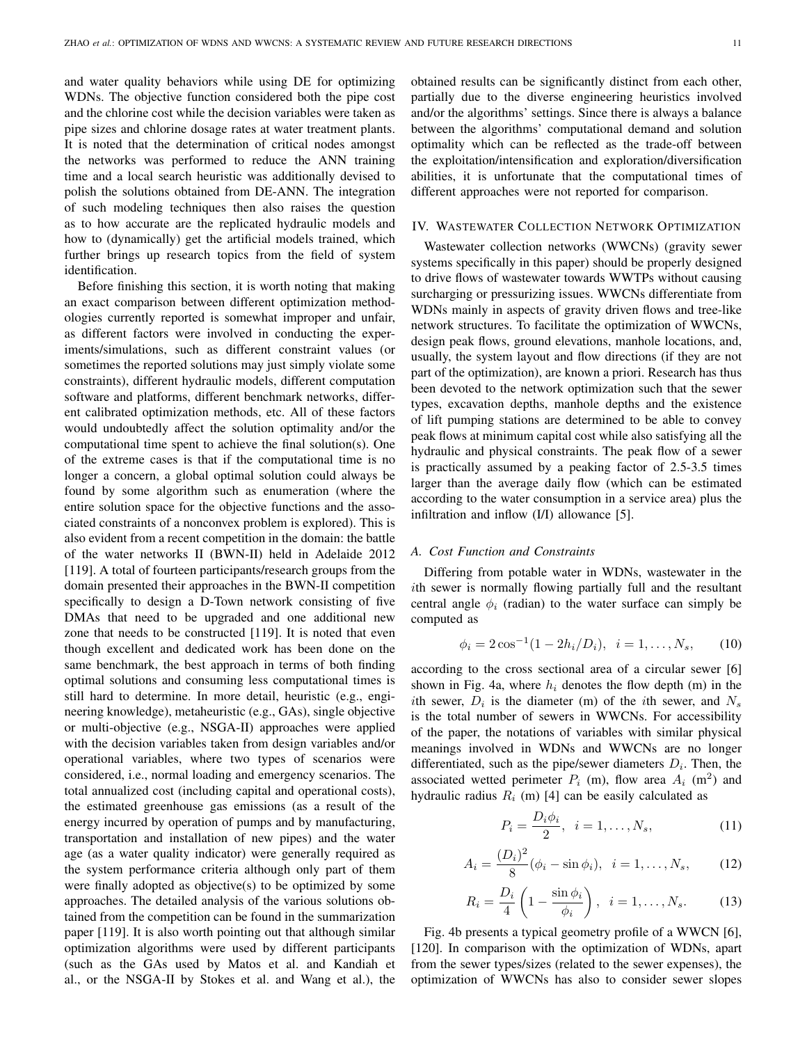and water quality behaviors while using DE for optimizing WDNs. The objective function considered both the pipe cost and the chlorine cost while the decision variables were taken as pipe sizes and chlorine dosage rates at water treatment plants. It is noted that the determination of critical nodes amongst the networks was performed to reduce the ANN training time and a local search heuristic was additionally devised to polish the solutions obtained from DE-ANN. The integration of such modeling techniques then also raises the question as to how accurate are the replicated hydraulic models and how to (dynamically) get the artificial models trained, which further brings up research topics from the field of system identification.

Before finishing this section, it is worth noting that making an exact comparison between different optimization methodologies currently reported is somewhat improper and unfair, as different factors were involved in conducting the experiments/simulations, such as different constraint values (or sometimes the reported solutions may just simply violate some constraints), different hydraulic models, different computation software and platforms, different benchmark networks, different calibrated optimization methods, etc. All of these factors would undoubtedly affect the solution optimality and/or the computational time spent to achieve the final solution(s). One of the extreme cases is that if the computational time is no longer a concern, a global optimal solution could always be found by some algorithm such as enumeration (where the entire solution space for the objective functions and the associated constraints of a nonconvex problem is explored). This is also evident from a recent competition in the domain: the battle of the water networks II (BWN-II) held in Adelaide 2012 [119]. A total of fourteen participants/research groups from the domain presented their approaches in the BWN-II competition specifically to design a D-Town network consisting of five DMAs that need to be upgraded and one additional new zone that needs to be constructed [119]. It is noted that even though excellent and dedicated work has been done on the same benchmark, the best approach in terms of both finding optimal solutions and consuming less computational times is still hard to determine. In more detail, heuristic (e.g., engineering knowledge), metaheuristic (e.g., GAs), single objective or multi-objective (e.g., NSGA-II) approaches were applied with the decision variables taken from design variables and/or operational variables, where two types of scenarios were considered, i.e., normal loading and emergency scenarios. The total annualized cost (including capital and operational costs), the estimated greenhouse gas emissions (as a result of the energy incurred by operation of pumps and by manufacturing, transportation and installation of new pipes) and the water age (as a water quality indicator) were generally required as the system performance criteria although only part of them were finally adopted as objective(s) to be optimized by some approaches. The detailed analysis of the various solutions obtained from the competition can be found in the summarization paper [119]. It is also worth pointing out that although similar optimization algorithms were used by different participants (such as the GAs used by Matos et al. and Kandiah et al., or the NSGA-II by Stokes et al. and Wang et al.), the obtained results can be significantly distinct from each other, partially due to the diverse engineering heuristics involved and/or the algorithms' settings. Since there is always a balance between the algorithms' computational demand and solution optimality which can be reflected as the trade-off between the exploitation/intensification and exploration/diversification abilities, it is unfortunate that the computational times of different approaches were not reported for comparison.

## IV. Wastewater Collection Network Optimization

Wastewater collection networks (WWCNs) (gravity sewer systems specifically in this paper) should be properly designed to drive flows of wastewater towards WWTPs without causing surcharging or pressurizing issues. WWCNs differentiate from WDNs mainly in aspects of gravity driven flows and tree-like network structures. To facilitate the optimization of WWCNs, design peak flows, ground elevations, manhole locations, and, usually, the system layout and flow directions (if they are not part of the optimization), are known a priori. Research has thus been devoted to the network optimization such that the sewer types, excavation depths, manhole depths and the existence of lift pumping stations are determined to be able to convey peak flows at minimum capital cost while also satisfying all the hydraulic and physical constraints. The peak flow of a sewer is practically assumed by a peaking factor of 2.5-3.5 times larger than the average daily flow (which can be estimated according to the water consumption in a service area) plus the infiltration and inflow (I/I) allowance [5].

### A. Cost Function and Constraints

Differing from potable water in WDNs, wastewater in the $i$th sewer is normally flowing partially full and the resultant central angle $\phi_i$ (radian) to the water surface can simply be computed as

$$\phi_i = 2\cos^{-1}(1 - 2h_i/D_i), \quad i = 1, \ldots, N_s, \tag{10}$$

according to the cross sectional area of a circular sewer [6] shown in Fig. 4a, where $h_i$ denotes the flow depth (m) in the $i$th sewer, $D_i$ is the diameter (m) of the $i$th sewer, and $N_s$ is the total number of sewers in WWCNs. For accessibility of the paper, the notations of variables with similar physical meanings involved in WDNs and WWCNs are no longer differentiated, such as the pipe/sewer diameters $D_i$. Then, the associated wetted perimeter $P_i$ (m), flow area $A_i$ (m$^2$) and hydraulic radius $R_i$ (m) [4] can be easily calculated as

$$P_i = \frac{D_i \phi_i}{2}, \quad i = 1, \ldots, N_s, \tag{11}$$

$$A_i = \frac{(D_i)^2}{8}(\phi_i - \sin\phi_i), \quad i = 1, \ldots, N_s, \tag{12}$$

$$R_i = \frac{D_i}{4}\left(1 - \frac{\sin\phi_i}{\phi_i}\right), \quad i = 1, \ldots, N_s. \tag{13}$$

Fig. 4b presents a typical geometry profile of a WWCN [6], [120]. In comparison with the optimization of WDNs, apart from the sewer types/sizes (related to the sewer expenses), the optimization of WWCNs has also to consider sewer slopes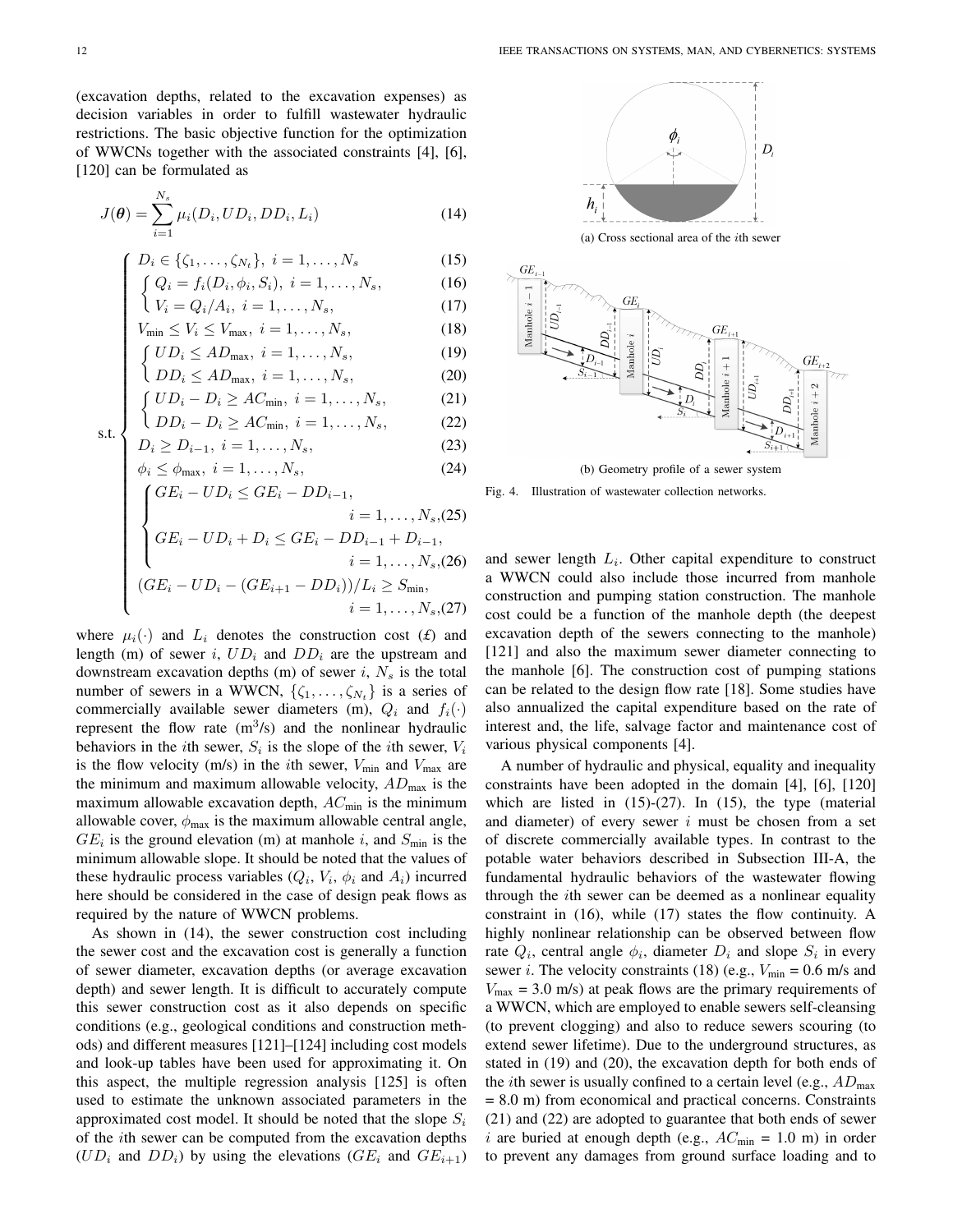(excavation depths, related to the excavation expenses) as decision variables in order to fulfill wastewater hydraulic restrictions. The basic objective function for the optimization of WWCNs together with the associated constraints [4], [6], [120] can be formulated as

$$J(\boldsymbol{\theta}) = \sum_{i=1}^{N_s} \mu_i(D_i, UD_i, DD_i, L_i) \tag{14}$$

$$\text{s.t.} \begin{cases} D_i \in \{\zeta_1, \ldots, \zeta_{N_t}\},\ i = 1, \ldots, N_s & (15) \\ \begin{cases} Q_i = f_i(D_i, \phi_i, S_i),\ i = 1, \ldots, N_s, & (16) \\ V_i = Q_i / A_i,\ i = 1, \ldots, N_s, & (17) \end{cases} \\ V_{\min} \leq V_i \leq V_{\max},\ i = 1, \ldots, N_s, & (18) \\ \begin{cases} UD_i \leq AD_{\max},\ i = 1, \ldots, N_s, & (19) \\ DD_i \leq AD_{\max},\ i = 1, \ldots, N_s, & (20) \end{cases} \\ \begin{cases} UD_i - D_i \geq AC_{\min},\ i = 1, \ldots, N_s, & (21) \\ DD_i - D_i \geq AC_{\min},\ i = 1, \ldots, N_s, & (22) \end{cases} \\ D_i \geq D_{i-1},\ i = 1, \ldots, N_s, & (23) \\ \phi_i \leq \phi_{\max},\ i = 1, \ldots, N_s, & (24) \\ \begin{cases} GE_i - UD_i \leq GE_i - DD_{i-1}, \\ \qquad i = 1, \ldots, N_s, & (25) \\ GE_i - UD_i + D_i \leq GE_i - DD_{i-1} + D_{i-1}, \\ \qquad i = 1, \ldots, N_s, & (26) \end{cases} \\ (GE_i - UD_i - (GE_{i+1} - DD_i))/L_i \geq S_{\min}, \\ \qquad i = 1, \ldots, N_s, & (27) \end{cases}$$

where $\mu_i(\cdot)$ and $L_i$ denotes the construction cost (£) and length (m) of sewer $i$, $UD_i$ and $DD_i$ are the upstream and downstream excavation depths (m) of sewer $i$, $N_s$ is the total number of sewers in a WWCN, $\{\zeta_1, \ldots, \zeta_{N_t}\}$ is a series of commercially available sewer diameters (m), $Q_i$ and $f_i(\cdot)$ represent the flow rate (m$^3$/s) and the nonlinear hydraulic behaviors in the $i$th sewer, $S_i$ is the slope of the $i$th sewer, $V_i$ is the flow velocity (m/s) in the $i$th sewer, $V_{\min}$ and $V_{\max}$ are the minimum and maximum allowable velocity, $AD_{\max}$ is the maximum allowable excavation depth, $AC_{\min}$ is the minimum allowable cover, $\phi_{\max}$ is the maximum allowable central angle, $GE_i$ is the ground elevation (m) at manhole $i$, and $S_{\min}$ is the minimum allowable slope. It should be noted that the values of these hydraulic process variables ($Q_i$, $V_i$, $\phi_i$ and $A_i$) incurred here should be considered in the case of design peak flows as required by the nature of WWCN problems.

As shown in (14), the sewer construction cost including the sewer cost and the excavation cost is generally a function of sewer diameter, excavation depths (or average excavation depth) and sewer length. It is difficult to accurately compute this sewer construction cost as it also depends on specific conditions (e.g., geological conditions and construction methods) and different measures [121]–[124] including cost models and look-up tables have been used for approximating it. On this aspect, the multiple regression analysis [125] is often used to estimate the unknown associated parameters in the approximated cost model. It should be noted that the slope $S_i$ of the $i$th sewer can be computed from the excavation depths ($UD_i$ and $DD_i$) by using the elevations ($GE_i$ and $GE_{i+1}$) and sewer length $L_i$. Other capital expenditure to construct a WWCN could also include those incurred from manhole construction and pumping station construction. The manhole cost could be a function of the manhole depth (the deepest excavation depth of the sewers connecting to the manhole) [121] and also the maximum sewer diameter connecting to the manhole [6]. The construction cost of pumping stations can be related to the design flow rate [18]. Some studies have also annualized the capital expenditure based on the rate of interest and, the life, salvage factor and maintenance cost of various physical components [4].

(a) Cross sectional area of the $i$th sewer

(b) Geometry profile of a sewer system

Fig. 4. Illustration of wastewater collection networks.

A number of hydraulic and physical, equality and inequality constraints have been adopted in the domain [4], [6], [120] which are listed in (15)-(27). In (15), the type (material and diameter) of every sewer $i$ must be chosen from a set of discrete commercially available types. In contrast to the potable water behaviors described in Subsection III-A, the fundamental hydraulic behaviors of the wastewater flowing through the $i$th sewer can be deemed as a nonlinear equality constraint in (16), while (17) states the flow continuity. A highly nonlinear relationship can be observed between flow rate $Q_i$, central angle $\phi_i$, diameter $D_i$ and slope $S_i$ in every sewer $i$. The velocity constraints (18) (e.g., $V_{\min}$ = 0.6 m/s and $V_{\max}$ = 3.0 m/s) at peak flows are the primary requirements of a WWCN, which are employed to enable sewers self-cleansing (to prevent clogging) and also to reduce sewers scouring (to extend sewer lifetime). Due to the underground structures, as stated in (19) and (20), the excavation depth for both ends of the $i$th sewer is usually confined to a certain level (e.g., $AD_{\max}$ = 8.0 m) from economical and practical concerns. Constraints (21) and (22) are adopted to guarantee that both ends of sewer $i$ are buried at enough depth (e.g., $AC_{\min}$ = 1.0 m) in order to prevent any damages from ground surface loading and to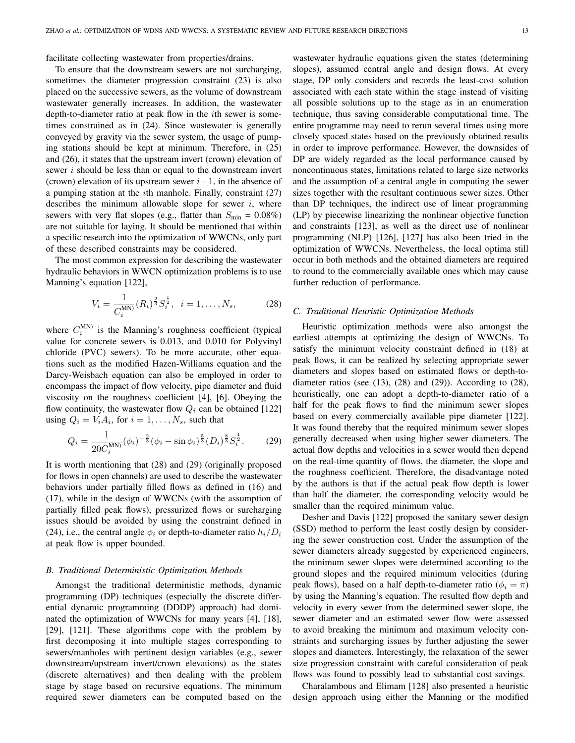facilitate collecting wastewater from properties/drains.

To ensure that the downstream sewers are not surcharging, sometimes the diameter progression constraint (23) is also placed on the successive sewers, as the volume of downstream wastewater generally increases. In addition, the wastewater depth-to-diameter ratio at peak flow in the $i$th sewer is sometimes constrained as in (24). Since wastewater is generally conveyed by gravity via the sewer system, the usage of pumping stations should be kept at minimum. Therefore, in (25) and (26), it states that the upstream invert (crown) elevation of sewer $i$ should be less than or equal to the downstream invert (crown) elevation of its upstream sewer $i-1$, in the absence of a pumping station at the $i$th manhole. Finally, constraint (27) describes the minimum allowable slope for sewer $i$, where sewers with very flat slopes (e.g., flatter than $S_{\min}$ = 0.08%) are not suitable for laying. It should be mentioned that within a specific research into the optimization of WWCNs, only part of these described constraints may be considered.

The most common expression for describing the wastewater hydraulic behaviors in WWCN optimization problems is to use Manning's equation [122],

$$V_i = \frac{1}{C_i^{\mathrm{MN)}}}(R_i)^{\frac{2}{3}} S_i^{\frac{1}{2}}, \quad i = 1, \ldots, N_s, \tag{28}$$

where $C_i^{\mathrm{MN)}}$ is the Manning's roughness coefficient (typical value for concrete sewers is 0.013, and 0.010 for Polyvinyl chloride (PVC) sewers). To be more accurate, other equations such as the modified Hazen-Williams equation and the Darcy-Weisbach equation can also be employed in order to encompass the impact of flow velocity, pipe diameter and fluid viscosity on the roughness coefficient [4], [6]. Obeying the flow continuity, the wastewater flow $Q_i$ can be obtained [122] using $Q_i = V_i A_i$, for $i = 1, \ldots, N_s$, such that

$$Q_i = \frac{1}{20 C_i^{\mathrm{MN)}}}(\phi_i)^{-\frac{2}{3}}(\phi_i - \sin\phi_i)^{\frac{5}{3}}(D_i)^{\frac{8}{3}} S_i^{\frac{1}{2}}. \tag{29}$$

It is worth mentioning that (28) and (29) (originally proposed for flows in open channels) are used to describe the wastewater behaviors under partially filled flows as defined in (16) and (17), while in the design of WWCNs (with the assumption of partially filled peak flows), pressurized flows or surcharging issues should be avoided by using the constraint defined in (24), i.e., the central angle $\phi_i$ or depth-to-diameter ratio $h_i/D_i$ at peak flow is upper bounded.

### B. Traditional Deterministic Optimization Methods

Amongst the traditional deterministic methods, dynamic programming (DP) techniques (especially the discrete differential dynamic programming (DDDP) approach) had dominated the optimization of WWCNs for many years [4], [18], [29], [121]. These algorithms cope with the problem by first decomposing it into multiple stages corresponding to sewers/manholes with pertinent design variables (e.g., sewer downstream/upstream invert/crown elevations) as the states (discrete alternatives) and then dealing with the problem stage by stage based on recursive equations. The minimum required sewer diameters can be computed based on the wastewater hydraulic equations given the states (determining slopes), assumed central angle and design flows. At every stage, DP only considers and records the least-cost solution associated with each state within the stage instead of visiting all possible solutions up to the stage as in an enumeration technique, thus saving considerable computational time. The entire programme may need to rerun several times using more closely spaced states based on the previously obtained results in order to improve performance. However, the downsides of DP are widely regarded as the local performance caused by noncontinuous states, limitations related to large size networks and the assumption of a central angle in computing the sewer sizes together with the resultant continuous sewer sizes. Other than DP techniques, the indirect use of linear programming (LP) by piecewise linearizing the nonlinear objective function and constraints [123], as well as the direct use of nonlinear programming (NLP) [126], [127] has also been tried in the optimization of WWCNs. Nevertheless, the local optima still occur in both methods and the obtained diameters are required to round to the commercially available ones which may cause further reduction of performance.

### C. Traditional Heuristic Optimization Methods

Heuristic optimization methods were also amongst the earliest attempts at optimizing the design of WWCNs. To satisfy the minimum velocity constraint defined in (18) at peak flows, it can be realized by selecting appropriate sewer diameters and slopes based on estimated flows or depth-to-diameter ratios (see (13), (28) and (29)). According to (28), heuristically, one can adopt a depth-to-diameter ratio of a half for the peak flows to find the minimum sewer slopes based on every commercially available pipe diameter [122]. It was found thereby that the required minimum sewer slopes generally decreased when using higher sewer diameters. The actual flow depths and velocities in a sewer would then depend on the real-time quantity of flows, the diameter, the slope and the roughness coefficient. Therefore, the disadvantage noted by the authors is that if the actual peak flow depth is lower than half the diameter, the corresponding velocity would be smaller than the required minimum value.

Desher and Davis [122] proposed the sanitary sewer design (SSD) method to perform the least costly design by considering the sewer construction cost. Under the assumption of the sewer diameters already suggested by experienced engineers, the minimum sewer slopes were determined according to the ground slopes and the required minimum velocities (during peak flows), based on a half depth-to-diameter ratio ($\phi_i = \pi$) by using the Manning's equation. The resulted flow depth and velocity in every sewer from the determined sewer slope, the sewer diameter and an estimated sewer flow were assessed to avoid breaking the minimum and maximum velocity constraints and surcharging issues by further adjusting the sewer slopes and diameters. Interestingly, the relaxation of the sewer size progression constraint with careful consideration of peak flows was found to possibly lead to substantial cost savings.

Charalambous and Elimam [128] also presented a heuristic design approach using either the Manning or the modified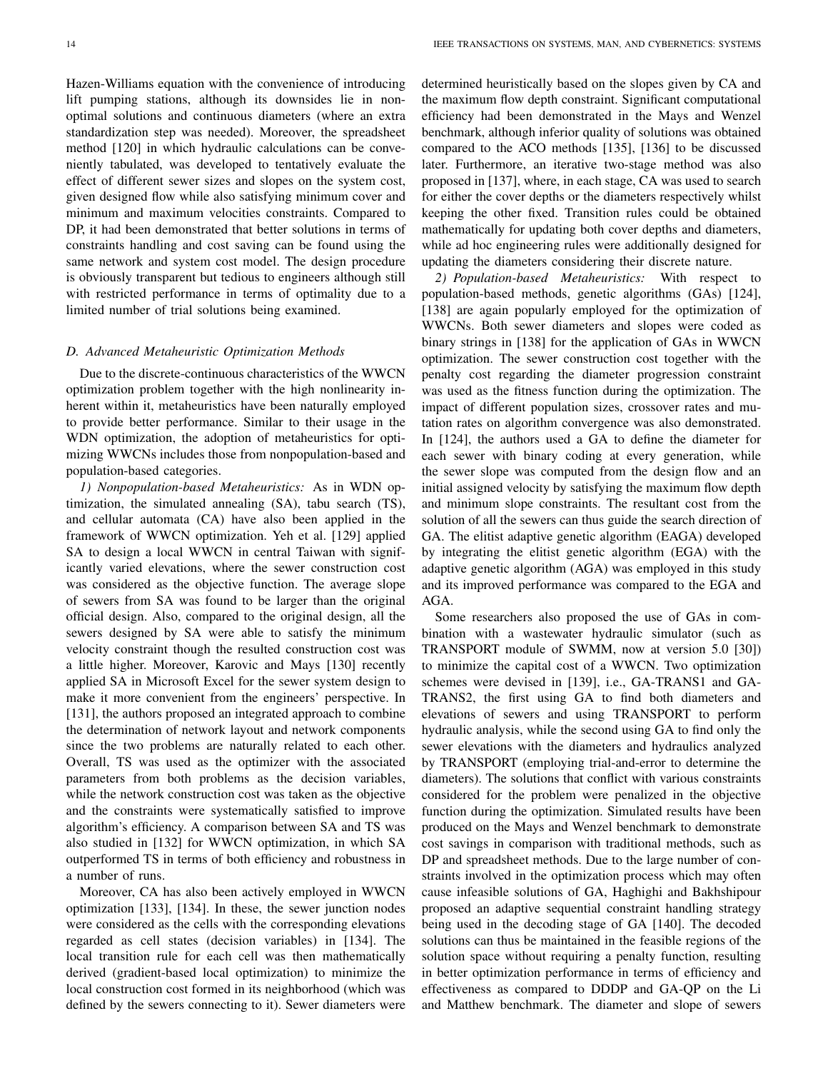Hazen-Williams equation with the convenience of introducing lift pumping stations, although its downsides lie in non-optimal solutions and continuous diameters (where an extra standardization step was needed). Moreover, the spreadsheet method [120] in which hydraulic calculations can be conveniently tabulated, was developed to tentatively evaluate the effect of different sewer sizes and slopes on the system cost, given designed flow while also satisfying minimum cover and minimum and maximum velocities constraints. Compared to DP, it had been demonstrated that better solutions in terms of constraints handling and cost saving can be found using the same network and system cost model. The design procedure is obviously transparent but tedious to engineers although still with restricted performance in terms of optimality due to a limited number of trial solutions being examined.

### *D. Advanced Metaheuristic Optimization Methods*

Due to the discrete-continuous characteristics of the WWCN optimization problem together with the high nonlinearity inherent within it, metaheuristics have been naturally employed to provide better performance. Similar to their usage in the WDN optimization, the adoption of metaheuristics for optimizing WWCNs includes those from nonpopulation-based and population-based categories.

*1) Nonpopulation-based Metaheuristics:* As in WDN optimization, the simulated annealing (SA), tabu search (TS), and cellular automata (CA) have also been applied in the framework of WWCN optimization. Yeh et al. [129] applied SA to design a local WWCN in central Taiwan with significantly varied elevations, where the sewer construction cost was considered as the objective function. The average slope of sewers from SA was found to be larger than the original official design. Also, compared to the original design, all the sewers designed by SA were able to satisfy the minimum velocity constraint though the resulted construction cost was a little higher. Moreover, Karovic and Mays [130] recently applied SA in Microsoft Excel for the sewer system design to make it more convenient from the engineers' perspective. In [131], the authors proposed an integrated approach to combine the determination of network layout and network components since the two problems are naturally related to each other. Overall, TS was used as the optimizer with the associated parameters from both problems as the decision variables, while the network construction cost was taken as the objective and the constraints were systematically satisfied to improve algorithm's efficiency. A comparison between SA and TS was also studied in [132] for WWCN optimization, in which SA outperformed TS in terms of both efficiency and robustness in a number of runs.

Moreover, CA has also been actively employed in WWCN optimization [133], [134]. In these, the sewer junction nodes were considered as the cells with the corresponding elevations regarded as cell states (decision variables) in [134]. The local transition rule for each cell was then mathematically derived (gradient-based local optimization) to minimize the local construction cost formed in its neighborhood (which was defined by the sewers connecting to it). Sewer diameters were determined heuristically based on the slopes given by CA and the maximum flow depth constraint. Significant computational efficiency had been demonstrated in the Mays and Wenzel benchmark, although inferior quality of solutions was obtained compared to the ACO methods [135], [136] to be discussed later. Furthermore, an iterative two-stage method was also proposed in [137], where, in each stage, CA was used to search for either the cover depths or the diameters respectively whilst keeping the other fixed. Transition rules could be obtained mathematically for updating both cover depths and diameters, while ad hoc engineering rules were additionally designed for updating the diameters considering their discrete nature.

*2) Population-based Metaheuristics:* With respect to population-based methods, genetic algorithms (GAs) [124], [138] are again popularly employed for the optimization of WWCNs. Both sewer diameters and slopes were coded as binary strings in [138] for the application of GAs in WWCN optimization. The sewer construction cost together with the penalty cost regarding the diameter progression constraint was used as the fitness function during the optimization. The impact of different population sizes, crossover rates and mutation rates on algorithm convergence was also demonstrated. In [124], the authors used a GA to define the diameter for each sewer with binary coding at every generation, while the sewer slope was computed from the design flow and an initial assigned velocity by satisfying the maximum flow depth and minimum slope constraints. The resultant cost from the solution of all the sewers can thus guide the search direction of GA. The elitist adaptive genetic algorithm (EAGA) developed by integrating the elitist genetic algorithm (EGA) with the adaptive genetic algorithm (AGA) was employed in this study and its improved performance was compared to the EGA and AGA.

Some researchers also proposed the use of GAs in combination with a wastewater hydraulic simulator (such as TRANSPORT module of SWMM, now at version 5.0 [30]) to minimize the capital cost of a WWCN. Two optimization schemes were devised in [139], i.e., GA-TRANS1 and GA-TRANS2, the first using GA to find both diameters and elevations of sewers and using TRANSPORT to perform hydraulic analysis, while the second using GA to find only the sewer elevations with the diameters and hydraulics analyzed by TRANSPORT (employing trial-and-error to determine the diameters). The solutions that conflict with various constraints considered for the problem were penalized in the objective function during the optimization. Simulated results have been produced on the Mays and Wenzel benchmark to demonstrate cost savings in comparison with traditional methods, such as DP and spreadsheet methods. Due to the large number of constraints involved in the optimization process which may often cause infeasible solutions of GA, Haghighi and Bakhshipour proposed an adaptive sequential constraint handling strategy being used in the decoding stage of GA [140]. The decoded solutions can thus be maintained in the feasible regions of the solution space without requiring a penalty function, resulting in better optimization performance in terms of efficiency and effectiveness as compared to DDDP and GA-QP on the Li and Matthew benchmark. The diameter and slope of sewers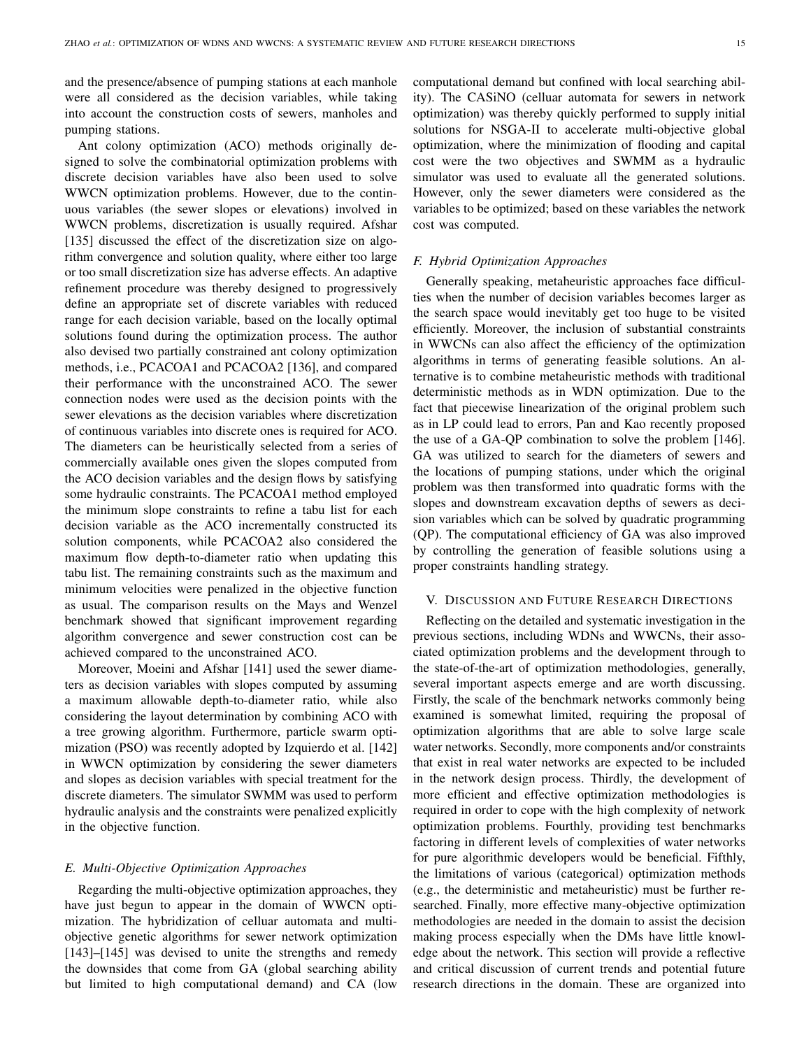and the presence/absence of pumping stations at each manhole were all considered as the decision variables, while taking into account the construction costs of sewers, manholes and pumping stations.

Ant colony optimization (ACO) methods originally designed to solve the combinatorial optimization problems with discrete decision variables have also been used to solve WWCN optimization problems. However, due to the continuous variables (the sewer slopes or elevations) involved in WWCN problems, discretization is usually required. Afshar [135] discussed the effect of the discretization size on algorithm convergence and solution quality, where either too large or too small discretization size has adverse effects. An adaptive refinement procedure was thereby designed to progressively define an appropriate set of discrete variables with reduced range for each decision variable, based on the locally optimal solutions found during the optimization process. The author also devised two partially constrained ant colony optimization methods, i.e., PCACOA1 and PCACOA2 [136], and compared their performance with the unconstrained ACO. The sewer connection nodes were used as the decision points with the sewer elevations as the decision variables where discretization of continuous variables into discrete ones is required for ACO. The diameters can be heuristically selected from a series of commercially available ones given the slopes computed from the ACO decision variables and the design flows by satisfying some hydraulic constraints. The PCACOA1 method employed the minimum slope constraints to refine a tabu list for each decision variable as the ACO incrementally constructed its solution components, while PCACOA2 also considered the maximum flow depth-to-diameter ratio when updating this tabu list. The remaining constraints such as the maximum and minimum velocities were penalized in the objective function as usual. The comparison results on the Mays and Wenzel benchmark showed that significant improvement regarding algorithm convergence and sewer construction cost can be achieved compared to the unconstrained ACO.

Moreover, Moeini and Afshar [141] used the sewer diameters as decision variables with slopes computed by assuming a maximum allowable depth-to-diameter ratio, while also considering the layout determination by combining ACO with a tree growing algorithm. Furthermore, particle swarm optimization (PSO) was recently adopted by Izquierdo et al. [142] in WWCN optimization by considering the sewer diameters and slopes as decision variables with special treatment for the discrete diameters. The simulator SWMM was used to perform hydraulic analysis and the constraints were penalized explicitly in the objective function.

### *E. Multi-Objective Optimization Approaches*

Regarding the multi-objective optimization approaches, they have just begun to appear in the domain of WWCN optimization. The hybridization of celluar automata and multi-objective genetic algorithms for sewer network optimization [143]–[145] was devised to unite the strengths and remedy the downsides that come from GA (global searching ability but limited to high computational demand) and CA (low computational demand but confined with local searching ability). The CASiNO (celluar automata for sewers in network optimization) was thereby quickly performed to supply initial solutions for NSGA-II to accelerate multi-objective global optimization, where the minimization of flooding and capital cost were the two objectives and SWMM as a hydraulic simulator was used to evaluate all the generated solutions. However, only the sewer diameters were considered as the variables to be optimized; based on these variables the network cost was computed.

### *F. Hybrid Optimization Approaches*

Generally speaking, metaheuristic approaches face difficulties when the number of decision variables becomes larger as the search space would inevitably get too huge to be visited efficiently. Moreover, the inclusion of substantial constraints in WWCNs can also affect the efficiency of the optimization algorithms in terms of generating feasible solutions. An alternative is to combine metaheuristic methods with traditional deterministic methods as in WDN optimization. Due to the fact that piecewise linearization of the original problem such as in LP could lead to errors, Pan and Kao recently proposed the use of a GA-QP combination to solve the problem [146]. GA was utilized to search for the diameters of sewers and the locations of pumping stations, under which the original problem was then transformed into quadratic forms with the slopes and downstream excavation depths of sewers as decision variables which can be solved by quadratic programming (QP). The computational efficiency of GA was also improved by controlling the generation of feasible solutions using a proper constraints handling strategy.

## V. Discussion and Future Research Directions

Reflecting on the detailed and systematic investigation in the previous sections, including WDNs and WWCNs, their associated optimization problems and the development through to the state-of-the-art of optimization methodologies, generally, several important aspects emerge and are worth discussing. Firstly, the scale of the benchmark networks commonly being examined is somewhat limited, requiring the proposal of optimization algorithms that are able to solve large scale water networks. Secondly, more components and/or constraints that exist in real water networks are expected to be included in the network design process. Thirdly, the development of more efficient and effective optimization methodologies is required in order to cope with the high complexity of network optimization problems. Fourthly, providing test benchmarks factoring in different levels of complexities of water networks for pure algorithmic developers would be beneficial. Fifthly, the limitations of various (categorical) optimization methods (e.g., the deterministic and metaheuristic) must be further researched. Finally, more effective many-objective optimization methodologies are needed in the domain to assist the decision making process especially when the DMs have little knowledge about the network. This section will provide a reflective and critical discussion of current trends and potential future research directions in the domain. These are organized into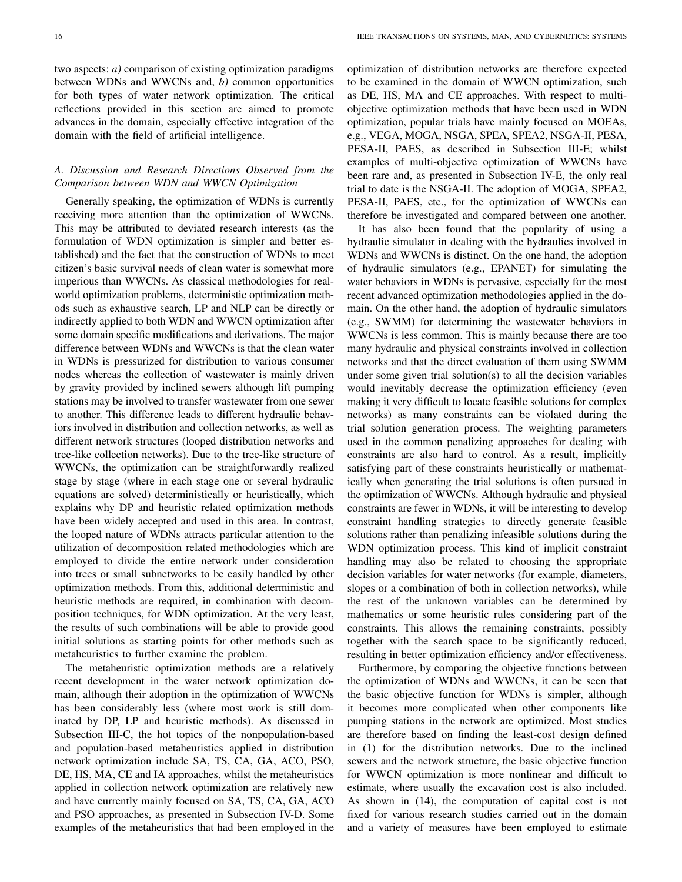two aspects: *a)* comparison of existing optimization paradigms between WDNs and WWCNs and, *b)* common opportunities for both types of water network optimization. The critical reflections provided in this section are aimed to promote advances in the domain, especially effective integration of the domain with the field of artificial intelligence.

### *A. Discussion and Research Directions Observed from the Comparison between WDN and WWCN Optimization*

Generally speaking, the optimization of WDNs is currently receiving more attention than the optimization of WWCNs. This may be attributed to deviated research interests (as the formulation of WDN optimization is simpler and better established) and the fact that the construction of WDNs to meet citizen's basic survival needs of clean water is somewhat more imperious than WWCNs. As classical methodologies for real-world optimization problems, deterministic optimization methods such as exhaustive search, LP and NLP can be directly or indirectly applied to both WDN and WWCN optimization after some domain specific modifications and derivations. The major difference between WDNs and WWCNs is that the clean water in WDNs is pressurized for distribution to various consumer nodes whereas the collection of wastewater is mainly driven by gravity provided by inclined sewers although lift pumping stations may be involved to transfer wastewater from one sewer to another. This difference leads to different hydraulic behaviors involved in distribution and collection networks, as well as different network structures (looped distribution networks and tree-like collection networks). Due to the tree-like structure of WWCNs, the optimization can be straightforwardly realized stage by stage (where in each stage one or several hydraulic equations are solved) deterministically or heuristically, which explains why DP and heuristic related optimization methods have been widely accepted and used in this area. In contrast, the looped nature of WDNs attracts particular attention to the utilization of decomposition related methodologies which are employed to divide the entire network under consideration into trees or small subnetworks to be easily handled by other optimization methods. From this, additional deterministic and heuristic methods are required, in combination with decomposition techniques, for WDN optimization. At the very least, the results of such combinations will be able to provide good initial solutions as starting points for other methods such as metaheuristics to further examine the problem.

The metaheuristic optimization methods are a relatively recent development in the water network optimization domain, although their adoption in the optimization of WWCNs has been considerably less (where most work is still dominated by DP, LP and heuristic methods). As discussed in Subsection III-C, the hot topics of the nonpopulation-based and population-based metaheuristics applied in distribution network optimization include SA, TS, CA, GA, ACO, PSO, DE, HS, MA, CE and IA approaches, whilst the metaheuristics applied in collection network optimization are relatively new and have currently mainly focused on SA, TS, CA, GA, ACO and PSO approaches, as presented in Subsection IV-D. Some examples of the metaheuristics that had been employed in the optimization of distribution networks are therefore expected to be examined in the domain of WWCN optimization, such as DE, HS, MA and CE approaches. With respect to multi-objective optimization methods that have been used in WDN optimization, popular trials have mainly focused on MOEAs, e.g., VEGA, MOGA, NSGA, SPEA, SPEA2, NSGA-II, PESA, PESA-II, PAES, as described in Subsection III-E; whilst examples of multi-objective optimization of WWCNs have been rare and, as presented in Subsection IV-E, the only real trial to date is the NSGA-II. The adoption of MOGA, SPEA2, PESA-II, PAES, etc., for the optimization of WWCNs can therefore be investigated and compared between one another.

It has also been found that the popularity of using a hydraulic simulator in dealing with the hydraulics involved in WDNs and WWCNs is distinct. On the one hand, the adoption of hydraulic simulators (e.g., EPANET) for simulating the water behaviors in WDNs is pervasive, especially for the most recent advanced optimization methodologies applied in the domain. On the other hand, the adoption of hydraulic simulators (e.g., SWMM) for determining the wastewater behaviors in WWCNs is less common. This is mainly because there are too many hydraulic and physical constraints involved in collection networks and that the direct evaluation of them using SWMM under some given trial solution(s) to all the decision variables would inevitably decrease the optimization efficiency (even making it very difficult to locate feasible solutions for complex networks) as many constraints can be violated during the trial solution generation process. The weighting parameters used in the common penalizing approaches for dealing with constraints are also hard to control. As a result, implicitly satisfying part of these constraints heuristically or mathematically when generating the trial solutions is often pursued in the optimization of WWCNs. Although hydraulic and physical constraints are fewer in WDNs, it will be interesting to develop constraint handling strategies to directly generate feasible solutions rather than penalizing infeasible solutions during the WDN optimization process. This kind of implicit constraint handling may also be related to choosing the appropriate decision variables for water networks (for example, diameters, slopes or a combination of both in collection networks), while the rest of the unknown variables can be determined by mathematics or some heuristic rules considering part of the constraints. This allows the remaining constraints, possibly together with the search space to be significantly reduced, resulting in better optimization efficiency and/or effectiveness.

Furthermore, by comparing the objective functions between the optimization of WDNs and WWCNs, it can be seen that the basic objective function for WDNs is simpler, although it becomes more complicated when other components like pumping stations in the network are optimized. Most studies are therefore based on finding the least-cost design defined in (1) for the distribution networks. Due to the inclined sewers and the network structure, the basic objective function for WWCN optimization is more nonlinear and difficult to estimate, where usually the excavation cost is also included. As shown in (14), the computation of capital cost is not fixed for various research studies carried out in the domain and a variety of measures have been employed to estimate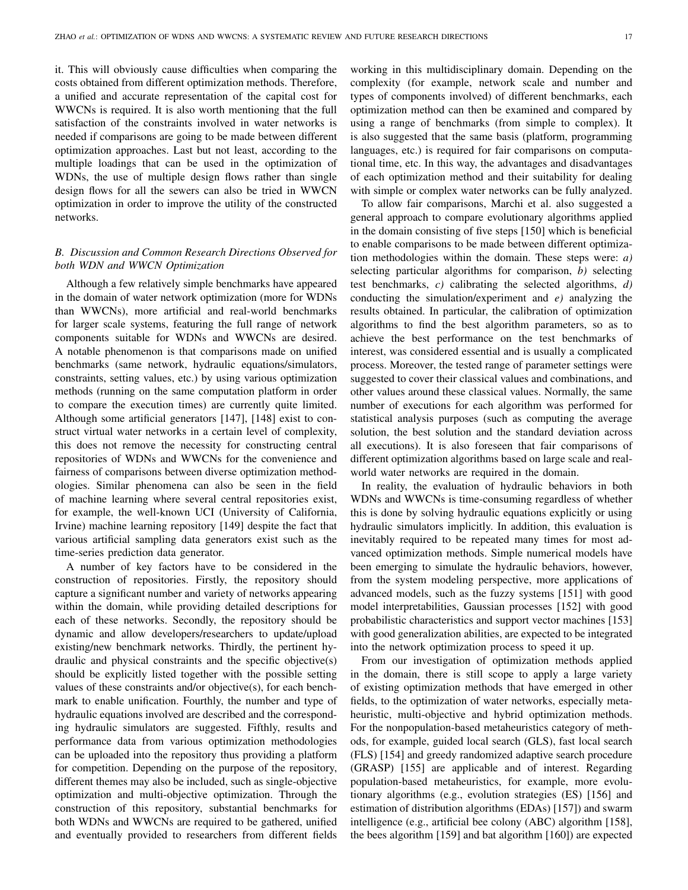it. This will obviously cause difficulties when comparing the costs obtained from different optimization methods. Therefore, a unified and accurate representation of the capital cost for WWCNs is required. It is also worth mentioning that the full satisfaction of the constraints involved in water networks is needed if comparisons are going to be made between different optimization approaches. Last but not least, according to the multiple loadings that can be used in the optimization of WDNs, the use of multiple design flows rather than single design flows for all the sewers can also be tried in WWCN optimization in order to improve the utility of the constructed networks.

### *B. Discussion and Common Research Directions Observed for both WDN and WWCN Optimization*

Although a few relatively simple benchmarks have appeared in the domain of water network optimization (more for WDNs than WWCNs), more artificial and real-world benchmarks for larger scale systems, featuring the full range of network components suitable for WDNs and WWCNs are desired. A notable phenomenon is that comparisons made on unified benchmarks (same network, hydraulic equations/simulators, constraints, setting values, etc.) by using various optimization methods (running on the same computation platform in order to compare the execution times) are currently quite limited. Although some artificial generators [147], [148] exist to construct virtual water networks in a certain level of complexity, this does not remove the necessity for constructing central repositories of WDNs and WWCNs for the convenience and fairness of comparisons between diverse optimization methodologies. Similar phenomena can also be seen in the field of machine learning where several central repositories exist, for example, the well-known UCI (University of California, Irvine) machine learning repository [149] despite the fact that various artificial sampling data generators exist such as the time-series prediction data generator.

A number of key factors have to be considered in the construction of repositories. Firstly, the repository should capture a significant number and variety of networks appearing within the domain, while providing detailed descriptions for each of these networks. Secondly, the repository should be dynamic and allow developers/researchers to update/upload existing/new benchmark networks. Thirdly, the pertinent hydraulic and physical constraints and the specific objective(s) should be explicitly listed together with the possible setting values of these constraints and/or objective(s), for each benchmark to enable unification. Fourthly, the number and type of hydraulic equations involved are described and the corresponding hydraulic simulators are suggested. Fifthly, results and performance data from various optimization methodologies can be uploaded into the repository thus providing a platform for competition. Depending on the purpose of the repository, different themes may also be included, such as single-objective optimization and multi-objective optimization. Through the construction of this repository, substantial benchmarks for both WDNs and WWCNs are required to be gathered, unified and eventually provided to researchers from different fields working in this multidisciplinary domain. Depending on the complexity (for example, network scale and number and types of components involved) of different benchmarks, each optimization method can then be examined and compared by using a range of benchmarks (from simple to complex). It is also suggested that the same basis (platform, programming languages, etc.) is required for fair comparisons on computational time, etc. In this way, the advantages and disadvantages of each optimization method and their suitability for dealing with simple or complex water networks can be fully analyzed.

To allow fair comparisons, Marchi et al. also suggested a general approach to compare evolutionary algorithms applied in the domain consisting of five steps [150] which is beneficial to enable comparisons to be made between different optimization methodologies within the domain. These steps were: *a)* selecting particular algorithms for comparison, *b)* selecting test benchmarks, *c)* calibrating the selected algorithms, *d)* conducting the simulation/experiment and *e)* analyzing the results obtained. In particular, the calibration of optimization algorithms to find the best algorithm parameters, so as to achieve the best performance on the test benchmarks of interest, was considered essential and is usually a complicated process. Moreover, the tested range of parameter settings were suggested to cover their classical values and combinations, and other values around these classical values. Normally, the same number of executions for each algorithm was performed for statistical analysis purposes (such as computing the average solution, the best solution and the standard deviation across all executions). It is also foreseen that fair comparisons of different optimization algorithms based on large scale and real-world water networks are required in the domain.

In reality, the evaluation of hydraulic behaviors in both WDNs and WWCNs is time-consuming regardless of whether this is done by solving hydraulic equations explicitly or using hydraulic simulators implicitly. In addition, this evaluation is inevitably required to be repeated many times for most advanced optimization methods. Simple numerical models have been emerging to simulate the hydraulic behaviors, however, from the system modeling perspective, more applications of advanced models, such as the fuzzy systems [151] with good model interpretabilities, Gaussian processes [152] with good probabilistic characteristics and support vector machines [153] with good generalization abilities, are expected to be integrated into the network optimization process to speed it up.

From our investigation of optimization methods applied in the domain, there is still scope to apply a large variety of existing optimization methods that have emerged in other fields, to the optimization of water networks, especially metaheuristic, multi-objective and hybrid optimization methods. For the nonpopulation-based metaheuristics category of methods, for example, guided local search (GLS), fast local search (FLS) [154] and greedy randomized adaptive search procedure (GRASP) [155] are applicable and of interest. Regarding population-based metaheuristics, for example, more evolutionary algorithms (e.g., evolution strategies (ES) [156] and estimation of distribution algorithms (EDAs) [157]) and swarm intelligence (e.g., artificial bee colony (ABC) algorithm [158], the bees algorithm [159] and bat algorithm [160]) are expected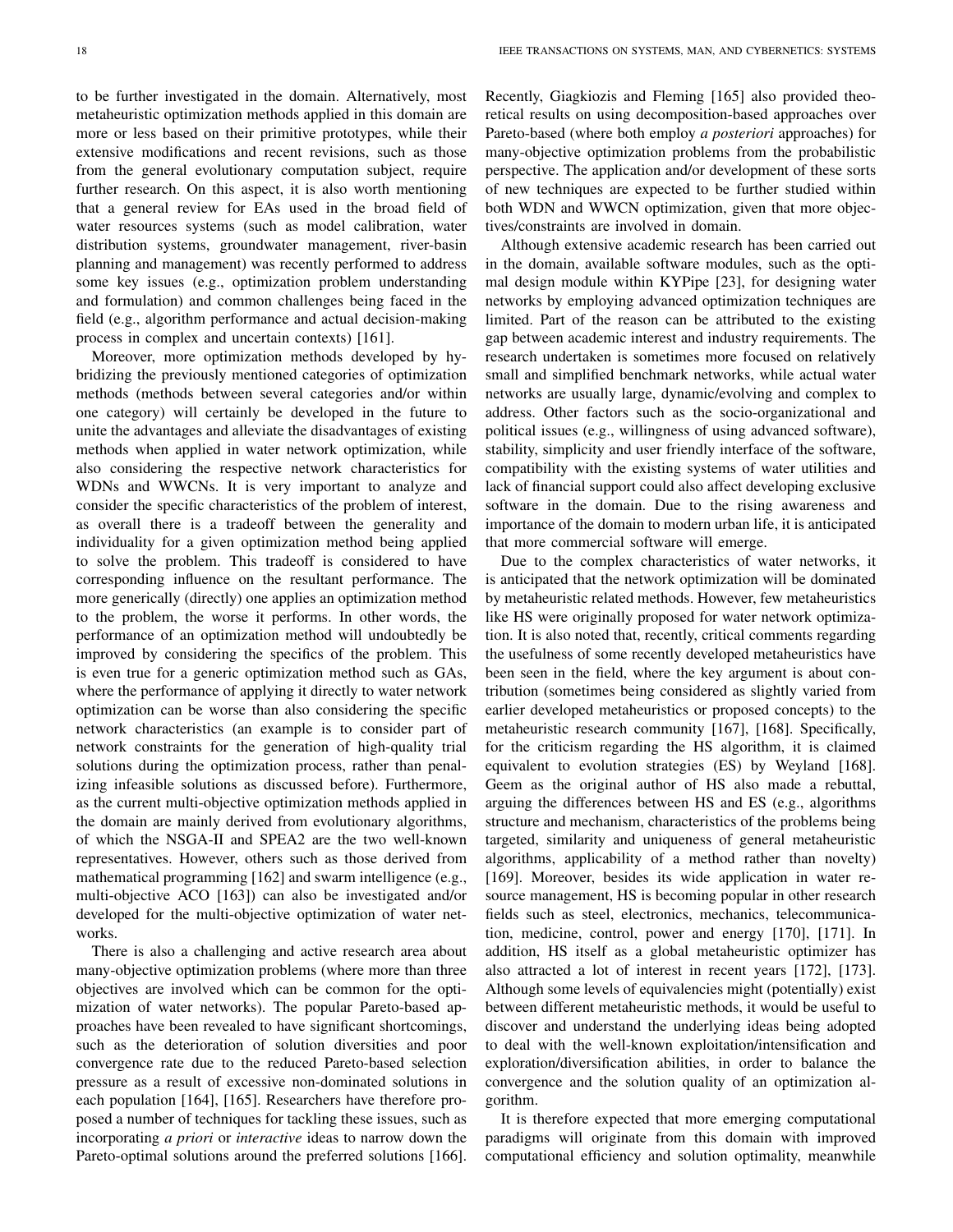to be further investigated in the domain. Alternatively, most metaheuristic optimization methods applied in this domain are more or less based on their primitive prototypes, while their extensive modifications and recent revisions, such as those from the general evolutionary computation subject, require further research. On this aspect, it is also worth mentioning that a general review for EAs used in the broad field of water resources systems (such as model calibration, water distribution systems, groundwater management, river-basin planning and management) was recently performed to address some key issues (e.g., optimization problem understanding and formulation) and common challenges being faced in the field (e.g., algorithm performance and actual decision-making process in complex and uncertain contexts) [161].

Moreover, more optimization methods developed by hybridizing the previously mentioned categories of optimization methods (methods between several categories and/or within one category) will certainly be developed in the future to unite the advantages and alleviate the disadvantages of existing methods when applied in water network optimization, while also considering the respective network characteristics for WDNs and WWCNs. It is very important to analyze and consider the specific characteristics of the problem of interest, as overall there is a tradeoff between the generality and individuality for a given optimization method being applied to solve the problem. This tradeoff is considered to have corresponding influence on the resultant performance. The more generically (directly) one applies an optimization method to the problem, the worse it performs. In other words, the performance of an optimization method will undoubtedly be improved by considering the specifics of the problem. This is even true for a generic optimization method such as GAs, where the performance of applying it directly to water network optimization can be worse than also considering the specific network characteristics (an example is to consider part of network constraints for the generation of high-quality trial solutions during the optimization process, rather than penalizing infeasible solutions as discussed before). Furthermore, as the current multi-objective optimization methods applied in the domain are mainly derived from evolutionary algorithms, of which the NSGA-II and SPEA2 are the two well-known representatives. However, others such as those derived from mathematical programming [162] and swarm intelligence (e.g., multi-objective ACO [163]) can also be investigated and/or developed for the multi-objective optimization of water networks.

There is also a challenging and active research area about many-objective optimization problems (where more than three objectives are involved which can be common for the optimization of water networks). The popular Pareto-based approaches have been revealed to have significant shortcomings, such as the deterioration of solution diversities and poor convergence rate due to the reduced Pareto-based selection pressure as a result of excessive non-dominated solutions in each population [164], [165]. Researchers have therefore proposed a number of techniques for tackling these issues, such as incorporating *a priori* or *interactive* ideas to narrow down the Pareto-optimal solutions around the preferred solutions [166]. Recently, Giagkiozis and Fleming [165] also provided theoretical results on using decomposition-based approaches over Pareto-based (where both employ *a posteriori* approaches) for many-objective optimization problems from the probabilistic perspective. The application and/or development of these sorts of new techniques are expected to be further studied within both WDN and WWCN optimization, given that more objectives/constraints are involved in domain.

Although extensive academic research has been carried out in the domain, available software modules, such as the optimal design module within KYPipe [23], for designing water networks by employing advanced optimization techniques are limited. Part of the reason can be attributed to the existing gap between academic interest and industry requirements. The research undertaken is sometimes more focused on relatively small and simplified benchmark networks, while actual water networks are usually large, dynamic/evolving and complex to address. Other factors such as the socio-organizational and political issues (e.g., willingness of using advanced software), stability, simplicity and user friendly interface of the software, compatibility with the existing systems of water utilities and lack of financial support could also affect developing exclusive software in the domain. Due to the rising awareness and importance of the domain to modern urban life, it is anticipated that more commercial software will emerge.

Due to the complex characteristics of water networks, it is anticipated that the network optimization will be dominated by metaheuristic related methods. However, few metaheuristics like HS were originally proposed for water network optimization. It is also noted that, recently, critical comments regarding the usefulness of some recently developed metaheuristics have been seen in the field, where the key argument is about contribution (sometimes being considered as slightly varied from earlier developed metaheuristics or proposed concepts) to the metaheuristic research community [167], [168]. Specifically, for the criticism regarding the HS algorithm, it is claimed equivalent to evolution strategies (ES) by Weyland [168]. Geem as the original author of HS also made a rebuttal, arguing the differences between HS and ES (e.g., algorithms structure and mechanism, characteristics of the problems being targeted, similarity and uniqueness of general metaheuristic algorithms, applicability of a method rather than novelty) [169]. Moreover, besides its wide application in water resource management, HS is becoming popular in other research fields such as steel, electronics, mechanics, telecommunication, medicine, control, power and energy [170], [171]. In addition, HS itself as a global metaheuristic optimizer has also attracted a lot of interest in recent years [172], [173]. Although some levels of equivalencies might (potentially) exist between different metaheuristic methods, it would be useful to discover and understand the underlying ideas being adopted to deal with the well-known exploitation/intensification and exploration/diversification abilities, in order to balance the convergence and the solution quality of an optimization algorithm.

It is therefore expected that more emerging computational paradigms will originate from this domain with improved computational efficiency and solution optimality, meanwhile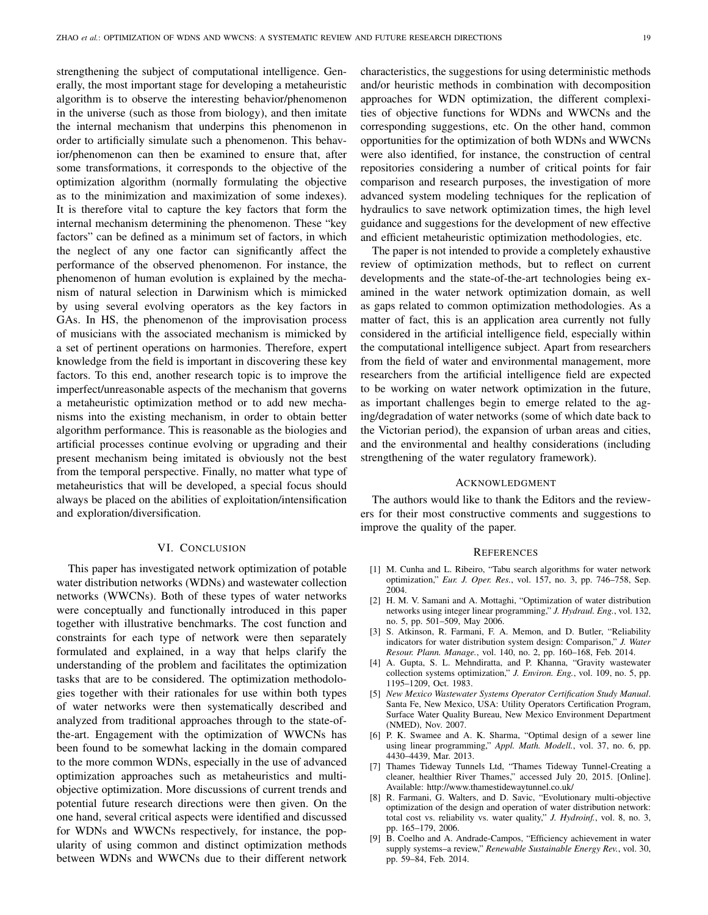strengthening the subject of computational intelligence. Generally, the most important stage for developing a metaheuristic algorithm is to observe the interesting behavior/phenomenon in the universe (such as those from biology), and then imitate the internal mechanism that underpins this phenomenon in order to artificially simulate such a phenomenon. This behavior/phenomenon can then be examined to ensure that, after some transformations, it corresponds to the objective of the optimization algorithm (normally formulating the objective as to the minimization and maximization of some indexes). It is therefore vital to capture the key factors that form the internal mechanism determining the phenomenon. These "key factors" can be defined as a minimum set of factors, in which the neglect of any one factor can significantly affect the performance of the observed phenomenon. For instance, the phenomenon of human evolution is explained by the mechanism of natural selection in Darwinism which is mimicked by using several evolving operators as the key factors in GAs. In HS, the phenomenon of the improvisation process of musicians with the associated mechanism is mimicked by a set of pertinent operations on harmonies. Therefore, expert knowledge from the field is important in discovering these key factors. To this end, another research topic is to improve the imperfect/unreasonable aspects of the mechanism that governs a metaheuristic optimization method or to add new mechanisms into the existing mechanism, in order to obtain better algorithm performance. This is reasonable as the biologies and artificial processes continue evolving or upgrading and their present mechanism being imitated is obviously not the best from the temporal perspective. Finally, no matter what type of metaheuristics that will be developed, a special focus should always be placed on the abilities of exploitation/intensification and exploration/diversification.

## VI. Conclusion

This paper has investigated network optimization of potable water distribution networks (WDNs) and wastewater collection networks (WWCNs). Both of these types of water networks were conceptually and functionally introduced in this paper together with illustrative benchmarks. The cost function and constraints for each type of network were then separately formulated and explained, in a way that helps clarify the understanding of the problem and facilitates the optimization tasks that are to be considered. The optimization methodologies together with their rationales for use within both types of water networks were then systematically described and analyzed from traditional approaches through to the state-of-the-art. Engagement with the optimization of WWCNs has been found to be somewhat lacking in the domain compared to the more common WDNs, especially in the use of advanced optimization approaches such as metaheuristics and multi-objective optimization. More discussions of current trends and potential future research directions were then given. On the one hand, several critical aspects were identified and discussed for WDNs and WWCNs respectively, for instance, the popularity of using common and distinct optimization methods between WDNs and WWCNs due to their different network characteristics, the suggestions for using deterministic methods and/or heuristic methods in combination with decomposition approaches for WDN optimization, the different complexities of objective functions for WDNs and WWCNs and the corresponding suggestions, etc. On the other hand, common opportunities for the optimization of both WDNs and WWCNs were also identified, for instance, the construction of central repositories considering a number of critical points for fair comparison and research purposes, the investigation of more advanced system modeling techniques for the replication of hydraulics to save network optimization times, the high level guidance and suggestions for the development of new effective and efficient metaheuristic optimization methodologies, etc.

The paper is not intended to provide a completely exhaustive review of optimization methods, but to reflect on current developments and the state-of-the-art technologies being examined in the water network optimization domain, as well as gaps related to common optimization methodologies. As a matter of fact, this is an application area currently not fully considered in the artificial intelligence field, especially within the computational intelligence subject. Apart from researchers from the field of water and environmental management, more researchers from the artificial intelligence field are expected to be working on water network optimization in the future, as important challenges begin to emerge related to the aging/degradation of water networks (some of which date back to the Victorian period), the expansion of urban areas and cities, and the environmental and healthy considerations (including strengthening of the water regulatory framework).

## Acknowledgment

The authors would like to thank the Editors and the reviewers for their most constructive comments and suggestions to improve the quality of the paper.

## References

[1] M. Cunha and L. Ribeiro, "Tabu search algorithms for water network optimization," *Eur. J. Oper. Res.*, vol. 157, no. 3, pp. 746–758, Sep. 2004.

[2] H. M. V. Samani and A. Mottaghi, "Optimization of water distribution networks using integer linear programming," *J. Hydraul. Eng.*, vol. 132, no. 5, pp. 501–509, May 2006.

[3] S. Atkinson, R. Farmani, F. A. Memon, and D. Butler, "Reliability indicators for water distribution system design: Comparison," *J. Water Resour. Plann. Manage.*, vol. 140, no. 2, pp. 160–168, Feb. 2014.

[4] A. Gupta, S. L. Mehndiratta, and P. Khanna, "Gravity wastewater collection systems optimization," *J. Environ. Eng.*, vol. 109, no. 5, pp. 1195–1209, Oct. 1983.

[5] *New Mexico Wastewater Systems Operator Certification Study Manual*. Santa Fe, New Mexico, USA: Utility Operators Certification Program, Surface Water Quality Bureau, New Mexico Environment Department (NMED), Nov. 2007.

[6] P. K. Swamee and A. K. Sharma, "Optimal design of a sewer line using linear programming," *Appl. Math. Modell.*, vol. 37, no. 6, pp. 4430–4439, Mar. 2013.

[7] Thames Tideway Tunnels Ltd, "Thames Tideway Tunnel-Creating a cleaner, healthier River Thames," accessed July 20, 2015. [Online]. Available: http://www.thamestidewaytunnel.co.uk/

[8] R. Farmani, G. Walters, and D. Savic, "Evolutionary multi-objective optimization of the design and operation of water distribution network: total cost vs. reliability vs. water quality," *J. Hydroinf.*, vol. 8, no. 3, pp. 165–179, 2006.

[9] B. Coelho and A. Andrade-Campos, "Efficiency achievement in water supply systems–a review," *Renewable Sustainable Energy Rev.*, vol. 30, pp. 59–84, Feb. 2014.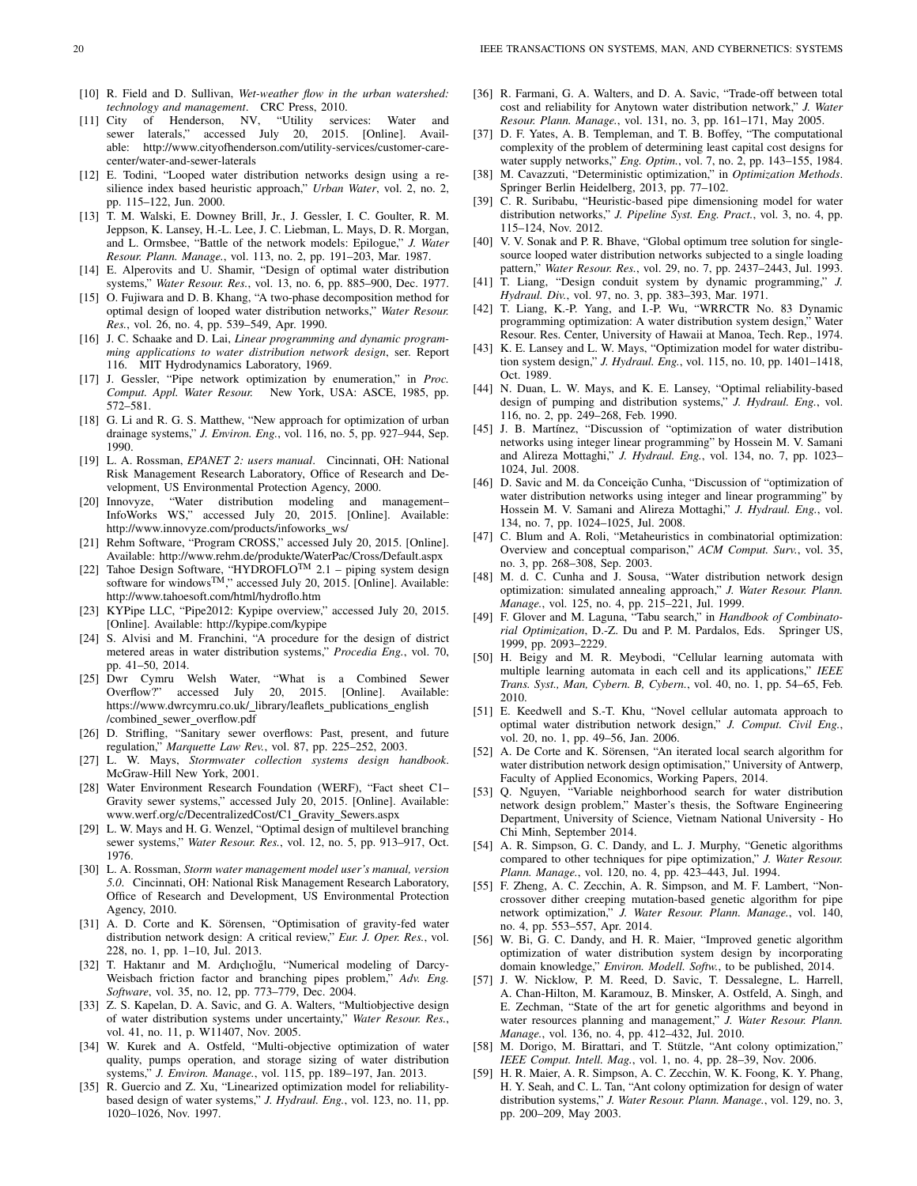[10] R. Field and D. Sullivan, *Wet-weather flow in the urban watershed: technology and management*. CRC Press, 2010.

[11] City of Henderson, NV, "Utility services: Water and sewer laterals," accessed July 20, 2015. [Online]. Available: http://www.cityofhenderson.com/utility-services/customer-care-center/water-and-sewer-laterals

[12] E. Todini, "Looped water distribution networks design using a resilience index based heuristic approach," *Urban Water*, vol. 2, no. 2, pp. 115–122, Jun. 2000.

[13] T. M. Walski, E. Downey Brill, Jr., J. Gessler, I. C. Goulter, R. M. Jeppson, K. Lansey, H.-L. Lee, J. C. Liebman, L. Mays, D. R. Morgan, and L. Ormsbee, "Battle of the network models: Epilogue," *J. Water Resour. Plann. Manage.*, vol. 113, no. 2, pp. 191–203, Mar. 1987.

[14] E. Alperovits and U. Shamir, "Design of optimal water distribution systems," *Water Resour. Res.*, vol. 13, no. 6, pp. 885–900, Dec. 1977.

[15] O. Fujiwara and D. B. Khang, "A two-phase decomposition method for optimal design of looped water distribution networks," *Water Resour. Res.*, vol. 26, no. 4, pp. 539–549, Apr. 1990.

[16] J. C. Schaake and D. Lai, *Linear programming and dynamic programming applications to water distribution network design*, ser. Report 116. MIT Hydrodynamics Laboratory, 1969.

[17] J. Gessler, "Pipe network optimization by enumeration," in *Proc. Comput. Appl. Water Resour.* New York, USA: ASCE, 1985, pp. 572–581.

[18] G. Li and R. G. S. Matthew, "New approach for optimization of urban drainage systems," *J. Environ. Eng.*, vol. 116, no. 5, pp. 927–944, Sep. 1990.

[19] L. A. Rossman, *EPANET 2: users manual*. Cincinnati, OH: National Risk Management Research Laboratory, Office of Research and Development, US Environmental Protection Agency, 2000.

[20] Innovyze, "Water distribution modeling and management–InfoWorks WS," accessed July 20, 2015. [Online]. Available: http://www.innovyze.com/products/infoworks_ws/

[21] Rehm Software, "Program CROSS," accessed July 20, 2015. [Online]. Available: http://www.rehm.de/produkte/WaterPac/Cross/Default.aspx

[22] Tahoe Design Software, "HYDROFLO™ 2.1 – piping system design software for windows™," accessed July 20, 2015. [Online]. Available: http://www.tahoesoft.com/html/hydroflo.htm

[23] KYPipe LLC, "Pipe2012: Kypipe overview," accessed July 20, 2015. [Online]. Available: http://kypipe.com/kypipe

[24] S. Alvisi and M. Franchini, "A procedure for the design of district metered areas in water distribution systems," *Procedia Eng.*, vol. 70, pp. 41–50, 2014.

[25] Dwr Cymru Welsh Water, "What is a Combined Sewer Overflow?" accessed July 20, 2015. [Online]. Available: https://www.dwrcymru.co.uk/_library/leaflets_publications_english/combined_sewer_overflow.pdf

[26] D. Strifling, "Sanitary sewer overflows: Past, present, and future regulation," *Marquette Law Rev.*, vol. 87, pp. 225–252, 2003.

[27] L. W. Mays, *Stormwater collection systems design handbook*. McGraw-Hill New York, 2001.

[28] Water Environment Research Foundation (WERF), "Fact sheet C1–Gravity sewer systems," accessed July 20, 2015. Available: www.werf.org/c/DecentralizedCost/C1_Gravity_Sewers.aspx

[29] L. W. Mays and H. G. Wenzel, "Optimal design of multilevel branching sewer systems," *Water Resour. Res.*, vol. 12, no. 5, pp. 913–917, Oct. 1976.

[30] L. A. Rossman, *Storm water management model user's manual, version 5.0*. Cincinnati, OH: National Risk Management Research Laboratory, Office of Research and Development, US Environmental Protection Agency, 2010.

[31] A. D. Corte and K. Sörensen, "Optimisation of gravity-fed water distribution network design: A critical review," *Eur. J. Oper. Res.*, vol. 228, no. 1, pp. 1–10, Jul. 2013.

[32] T. Haktanır and M. Ardıçlıoğlu, "Numerical modeling of Darcy-Weisbach friction factor and branching pipes problem," *Adv. Eng. Software*, vol. 35, no. 12, pp. 773–779, Dec. 2004.

[33] Z. S. Kapelan, D. A. Savic, and G. A. Walters, "Multiobjective design of water distribution systems under uncertainty," *Water Resour. Res.*, vol. 41, no. 11, p. W11407, Nov. 2005.

[34] W. Kurek and A. Ostfeld, "Multi-objective optimization of water quality, pumps operation, and storage sizing of water distribution systems," *J. Environ. Manage.*, vol. 115, pp. 189–197, Jan. 2013.

[35] R. Guercio and Z. Xu, "Linearized optimization model for reliability-based design of water systems," *J. Hydraul. Eng.*, vol. 123, no. 11, pp. 1020–1026, Nov. 1997.

[36] R. Farmani, G. A. Walters, and D. A. Savic, "Trade-off between total cost and reliability for Anytown water distribution network," *J. Water Resour. Plann. Manage.*, vol. 131, no. 3, pp. 161–171, May 2005.

[37] D. F. Yates, A. B. Templeman, and T. B. Boffey, "The computational complexity of the problem of determining least capital cost designs for water supply networks," *Eng. Optim.*, vol. 7, no. 2, pp. 143–155, 1984.

[38] M. Cavazzuti, "Deterministic optimization," in *Optimization Methods*. Springer Berlin Heidelberg, 2013, pp. 77–102.

[39] C. R. Suribabu, "Heuristic-based pipe dimensioning model for water distribution networks," *J. Pipeline Syst. Eng. Pract.*, vol. 3, no. 4, pp. 115–124, Nov. 2012.

[40] V. V. Sonak and P. R. Bhave, "Global optimum tree solution for single-source looped water distribution networks subjected to a single loading pattern," *Water Resour. Res.*, vol. 29, no. 7, pp. 2437–2443, Jul. 1993.

[41] T. Liang, "Design conduit system by dynamic programming," *J. Hydraul. Div.*, vol. 97, no. 3, pp. 383–393, Mar. 1971.

[42] T. Liang, K.-P. Yang, and I.-P. Wu, "WRRCTR No. 83 Dynamic programming optimization: A water distribution system design," Water Resour. Res. Center, University of Hawaii at Manoa, Tech. Rep., 1974.

[43] K. E. Lansey and L. W. Mays, "Optimization model for water distribution system design," *J. Hydraul. Eng.*, vol. 115, no. 10, pp. 1401–1418, Oct. 1989.

[44] N. Duan, L. W. Mays, and K. E. Lansey, "Optimal reliability-based design of pumping and distribution systems," *J. Hydraul. Eng.*, vol. 116, no. 2, pp. 249–268, Feb. 1990.

[45] J. B. Martínez, "Discussion of "optimization of water distribution networks using integer linear programming" by Hossein M. V. Samani and Alireza Mottaghi," *J. Hydraul. Eng.*, vol. 134, no. 7, pp. 1023–1024, Jul. 2008.

[46] D. Savic and M. da Conceição Cunha, "Discussion of "optimization of water distribution networks using integer and linear programming" by Hossein M. V. Samani and Alireza Mottaghi," *J. Hydraul. Eng.*, vol. 134, no. 7, pp. 1024–1025, Jul. 2008.

[47] C. Blum and A. Roli, "Metaheuristics in combinatorial optimization: Overview and conceptual comparison," *ACM Comput. Surv.*, vol. 35, no. 3, pp. 268–308, Sep. 2003.

[48] M. d. C. Cunha and J. Sousa, "Water distribution network design optimization: simulated annealing approach," *J. Water Resour. Plann. Manage.*, vol. 125, no. 4, pp. 215–221, Jul. 1999.

[49] F. Glover and M. Laguna, "Tabu search," in *Handbook of Combinatorial Optimization*, D.-Z. Du and P. M. Pardalos, Eds. Springer US, 1999, pp. 2093–2229.

[50] H. Beigy and M. R. Meybodi, "Cellular learning automata with multiple learning automata in each cell and its applications," *IEEE Trans. Syst., Man, Cybern. B, Cybern.*, vol. 40, no. 1, pp. 54–65, Feb. 2010.

[51] E. Keedwell and S.-T. Khu, "Novel cellular automata approach to optimal water distribution network design," *J. Comput. Civil Eng.*, vol. 20, no. 1, pp. 49–56, Jan. 2006.

[52] A. De Corte and K. Sörensen, "An iterated local search algorithm for water distribution network design optimisation," University of Antwerp, Faculty of Applied Economics, Working Papers, 2014.

[53] Q. Nguyen, "Variable neighborhood search for water distribution network design problem," Master's thesis, the Software Engineering Department, University of Science, Vietnam National University - Ho Chi Minh, September 2014.

[54] A. R. Simpson, G. C. Dandy, and L. J. Murphy, "Genetic algorithms compared to other techniques for pipe optimization," *J. Water Resour. Plann. Manage.*, vol. 120, no. 4, pp. 423–443, Jul. 1994.

[55] F. Zheng, A. C. Zecchin, A. R. Simpson, and M. F. Lambert, "Non-crossover dither creeping mutation-based genetic algorithm for pipe network optimization," *J. Water Resour. Plann. Manage.*, vol. 140, no. 4, pp. 553–557, Apr. 2014.

[56] W. Bi, G. C. Dandy, and H. R. Maier, "Improved genetic algorithm optimization of water distribution system design by incorporating domain knowledge," *Environ. Modell. Softw.*, to be published, 2014.

[57] J. W. Nicklow, P. M. Reed, D. Savic, T. Dessalegne, L. Harrell, A. Chan-Hilton, M. Karamouz, B. Minsker, A. Ostfeld, A. Singh, and E. Zechman, "State of the art for genetic algorithms and beyond in water resources planning and management," *J. Water Resour. Plann. Manage.*, vol. 136, no. 4, pp. 412–432, Jul. 2010.

[58] M. Dorigo, M. Birattari, and T. Stützle, "Ant colony optimization," *IEEE Comput. Intell. Mag.*, vol. 1, no. 4, pp. 28–39, Nov. 2006.

[59] H. R. Maier, A. R. Simpson, A. C. Zecchin, W. K. Foong, K. Y. Phang, H. Y. Seah, and C. L. Tan, "Ant colony optimization for design of water distribution systems," *J. Water Resour. Plann. Manage.*, vol. 129, no. 3, pp. 200–209, May 2003.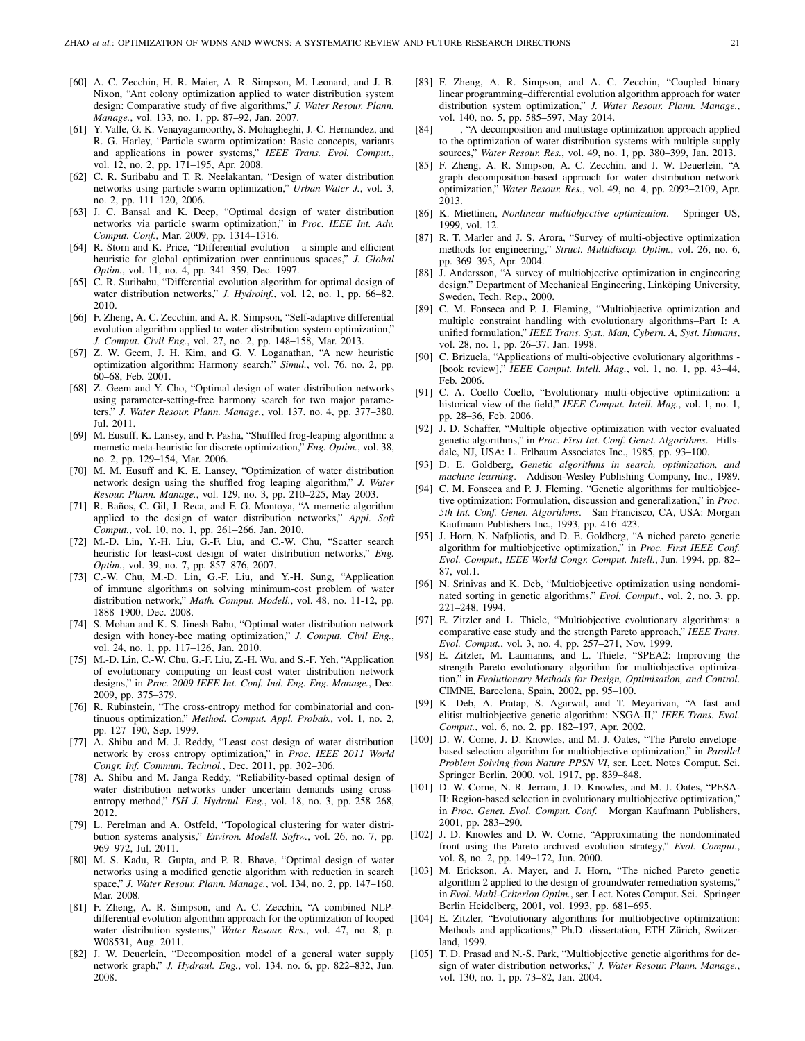- [60] A. C. Zecchin, H. R. Maier, A. R. Simpson, M. Leonard, and J. B. Nixon, "Ant colony optimization applied to water distribution system design: Comparative study of five algorithms," *J. Water Resour. Plann. Manage.*, vol. 133, no. 1, pp. 87–92, Jan. 2007.
- [61] Y. Valle, G. K. Venayagamoorthy, S. Mohagheghi, J.-C. Hernandez, and R. G. Harley, "Particle swarm optimization: Basic concepts, variants and applications in power systems," *IEEE Trans. Evol. Comput.*, vol. 12, no. 2, pp. 171–195, Apr. 2008.
- [62] C. R. Suribabu and T. R. Neelakantan, "Design of water distribution networks using particle swarm optimization," *Urban Water J.*, vol. 3, no. 2, pp. 111–120, 2006.
- [63] J. C. Bansal and K. Deep, "Optimal design of water distribution networks via particle swarm optimization," in *Proc. IEEE Int. Adv. Comput. Conf.*, Mar. 2009, pp. 1314–1316.
- [64] R. Storn and K. Price, "Differential evolution – a simple and efficient heuristic for global optimization over continuous spaces," *J. Global Optim.*, vol. 11, no. 4, pp. 341–359, Dec. 1997.
- [65] C. R. Suribabu, "Differential evolution algorithm for optimal design of water distribution networks," *J. Hydroinf.*, vol. 12, no. 1, pp. 66–82, 2010.
- [66] F. Zheng, A. C. Zecchin, and A. R. Simpson, "Self-adaptive differential evolution algorithm applied to water distribution system optimization," *J. Comput. Civil Eng.*, vol. 27, no. 2, pp. 148–158, Mar. 2013.
- [67] Z. W. Geem, J. H. Kim, and G. V. Loganathan, "A new heuristic optimization algorithm: Harmony search," *Simul.*, vol. 76, no. 2, pp. 60–68, Feb. 2001.
- [68] Z. Geem and Y. Cho, "Optimal design of water distribution networks using parameter-setting-free harmony search for two major parameters," *J. Water Resour. Plann. Manage.*, vol. 137, no. 4, pp. 377–380, Jul. 2011.
- [69] M. Eusuff, K. Lansey, and F. Pasha, "Shuffled frog-leaping algorithm: a memetic meta-heuristic for discrete optimization," *Eng. Optim.*, vol. 38, no. 2, pp. 129–154, Mar. 2006.
- [70] M. M. Eusuff and K. E. Lansey, "Optimization of water distribution network design using the shuffled frog leaping algorithm," *J. Water Resour. Plann. Manage.*, vol. 129, no. 3, pp. 210–225, May 2003.
- [71] R. Baños, C. Gil, J. Reca, and F. G. Montoya, "A memetic algorithm applied to the design of water distribution networks," *Appl. Soft Comput.*, vol. 10, no. 1, pp. 261–266, Jan. 2010.
- [72] M.-D. Lin, Y.-H. Liu, G.-F. Liu, and C.-W. Chu, "Scatter search heuristic for least-cost design of water distribution networks," *Eng. Optim.*, vol. 39, no. 7, pp. 857–876, 2007.
- [73] C.-W. Chu, M.-D. Lin, G.-F. Liu, and Y.-H. Sung, "Application of immune algorithms on solving minimum-cost problem of water distribution network," *Math. Comput. Modell.*, vol. 48, no. 11-12, pp. 1888–1900, Dec. 2008.
- [74] S. Mohan and K. S. Jinesh Babu, "Optimal water distribution network design with honey-bee mating optimization," *J. Comput. Civil Eng.*, vol. 24, no. 1, pp. 117–126, Jan. 2010.
- [75] M.-D. Lin, C.-W. Chu, G.-F. Liu, Z.-H. Wu, and S.-F. Yeh, "Application of evolutionary computing on least-cost water distribution network designs," in *Proc. 2009 IEEE Int. Conf. Ind. Eng. Eng. Manage.*, Dec. 2009, pp. 375–379.
- [76] R. Rubinstein, "The cross-entropy method for combinatorial and continuous optimization," *Method. Comput. Appl. Probab.*, vol. 1, no. 2, pp. 127–190, Sep. 1999.
- [77] A. Shibu and M. J. Reddy, "Least cost design of water distribution network by cross entropy optimization," in *Proc. IEEE 2011 World Congr. Inf. Commun. Technol.*, Dec. 2011, pp. 302–306.
- [78] A. Shibu and M. Janga Reddy, "Reliability-based optimal design of water distribution networks under uncertain demands using cross-entropy method," *ISH J. Hydraul. Eng.*, vol. 18, no. 3, pp. 258–268, 2012.
- [79] L. Perelman and A. Ostfeld, "Topological clustering for water distribution systems analysis," *Environ. Modell. Softw.*, vol. 26, no. 7, pp. 969–972, Jul. 2011.
- [80] M. S. Kadu, R. Gupta, and P. R. Bhave, "Optimal design of water networks using a modified genetic algorithm with reduction in search space," *J. Water Resour. Plann. Manage.*, vol. 134, no. 2, pp. 147–160, Mar. 2008.
- [81] F. Zheng, A. R. Simpson, and A. C. Zecchin, "A combined NLP-differential evolution algorithm approach for the optimization of looped water distribution systems," *Water Resour. Res.*, vol. 47, no. 8, p. W08531, Aug. 2011.
- [82] J. W. Deuerlein, "Decomposition model of a general water supply network graph," *J. Hydraul. Eng.*, vol. 134, no. 6, pp. 822–832, Jun. 2008.
- [83] F. Zheng, A. R. Simpson, and A. C. Zecchin, "Coupled binary linear programming–differential evolution algorithm approach for water distribution system optimization," *J. Water Resour. Plann. Manage.*, vol. 140, no. 5, pp. 585–597, May 2014.
- [84] ——, "A decomposition and multistage optimization approach applied to the optimization of water distribution systems with multiple supply sources," *Water Resour. Res.*, vol. 49, no. 1, pp. 380–399, Jan. 2013.
- [85] F. Zheng, A. R. Simpson, A. C. Zecchin, and J. W. Deuerlein, "A graph decomposition-based approach for water distribution network optimization," *Water Resour. Res.*, vol. 49, no. 4, pp. 2093–2109, Apr. 2013.
- [86] K. Miettinen, *Nonlinear multiobjective optimization*. Springer US, 1999, vol. 12.
- [87] R. T. Marler and J. S. Arora, "Survey of multi-objective optimization methods for engineering," *Struct. Multidiscip. Optim.*, vol. 26, no. 6, pp. 369–395, Apr. 2004.
- [88] J. Andersson, "A survey of multiobjective optimization in engineering design," Department of Mechanical Engineering, Linköping University, Sweden, Tech. Rep., 2000.
- [89] C. M. Fonseca and P. J. Fleming, "Multiobjective optimization and multiple constraint handling with evolutionary algorithms–Part I: A unified formulation," *IEEE Trans. Syst., Man, Cybern. A, Syst. Humans*, vol. 28, no. 1, pp. 26–37, Jan. 1998.
- [90] C. Brizuela, "Applications of multi-objective evolutionary algorithms - [book review]," *IEEE Comput. Intell. Mag.*, vol. 1, no. 1, pp. 43–44, Feb. 2006.
- [91] C. A. Coello Coello, "Evolutionary multi-objective optimization: a historical view of the field," *IEEE Comput. Intell. Mag.*, vol. 1, no. 1, pp. 28–36, Feb. 2006.
- [92] J. D. Schaffer, "Multiple objective optimization with vector evaluated genetic algorithms," in *Proc. First Int. Conf. Genet. Algorithms*. Hillsdale, NJ, USA: L. Erlbaum Associates Inc., 1985, pp. 93–100.
- [93] D. E. Goldberg, *Genetic algorithms in search, optimization, and machine learning*. Addison-Wesley Publishing Company, Inc., 1989.
- [94] C. M. Fonseca and P. J. Fleming, "Genetic algorithms for multiobjective optimization: Formulation, discussion and generalization," in *Proc. 5th Int. Conf. Genet. Algorithms*. San Francisco, CA, USA: Morgan Kaufmann Publishers Inc., 1993, pp. 416–423.
- [95] J. Horn, N. Nafpliotis, and D. E. Goldberg, "A niched pareto genetic algorithm for multiobjective optimization," in *Proc. First IEEE Conf. Evol. Comput., IEEE World Congr. Comput. Intell.*, Jun. 1994, pp. 82–87, vol.1.
- [96] N. Srinivas and K. Deb, "Multiobjective optimization using nondominated sorting in genetic algorithms," *Evol. Comput.*, vol. 2, no. 3, pp. 221–248, 1994.
- [97] E. Zitzler and L. Thiele, "Multiobjective evolutionary algorithms: a comparative case study and the strength Pareto approach," *IEEE Trans. Evol. Comput.*, vol. 3, no. 4, pp. 257–271, Nov. 1999.
- [98] E. Zitzler, M. Laumanns, and L. Thiele, "SPEA2: Improving the strength Pareto evolutionary algorithm for multiobjective optimization," in *Evolutionary Methods for Design, Optimisation, and Control*. CIMNE, Barcelona, Spain, 2002, pp. 95–100.
- [99] K. Deb, A. Pratap, S. Agarwal, and T. Meyarivan, "A fast and elitist multiobjective genetic algorithm: NSGA-II," *IEEE Trans. Evol. Comput.*, vol. 6, no. 2, pp. 182–197, Apr. 2002.
- [100] D. W. Corne, J. D. Knowles, and M. J. Oates, "The Pareto envelope-based selection algorithm for multiobjective optimization," in *Parallel Problem Solving from Nature PPSN VI*, ser. Lect. Notes Comput. Sci. Springer Berlin, 2000, vol. 1917, pp. 839–848.
- [101] D. W. Corne, N. R. Jerram, J. D. Knowles, and M. J. Oates, "PESA-II: Region-based selection in evolutionary multiobjective optimization," in *Proc. Genet. Evol. Comput. Conf.* Morgan Kaufmann Publishers, 2001, pp. 283–290.
- [102] J. D. Knowles and D. W. Corne, "Approximating the nondominated front using the Pareto archived evolution strategy," *Evol. Comput.*, vol. 8, no. 2, pp. 149–172, Jun. 2000.
- [103] M. Erickson, A. Mayer, and J. Horn, "The niched Pareto genetic algorithm 2 applied to the design of groundwater remediation systems," in *Evol. Multi-Criterion Optim.*, ser. Lect. Notes Comput. Sci. Springer Berlin Heidelberg, 2001, vol. 1993, pp. 681–695.
- [104] E. Zitzler, "Evolutionary algorithms for multiobjective optimization: Methods and applications," Ph.D. dissertation, ETH Zürich, Switzerland, 1999.
- [105] T. D. Prasad and N.-S. Park, "Multiobjective genetic algorithms for design of water distribution networks," *J. Water Resour. Plann. Manage.*, vol. 130, no. 1, pp. 73–82, Jan. 2004.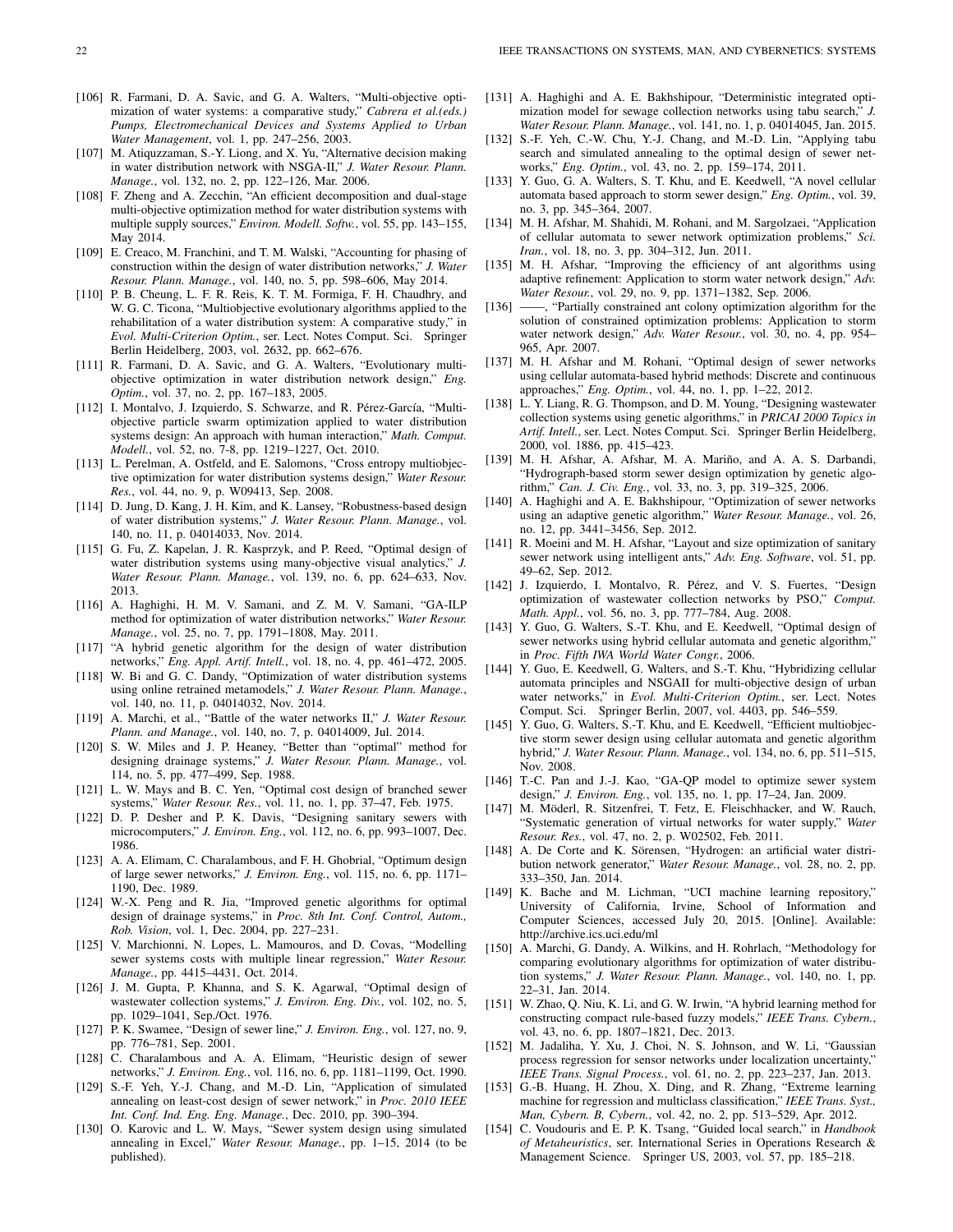[106] R. Farmani, D. A. Savic, and G. A. Walters, "Multi-objective optimization of water systems: a comparative study," *Cabrera et al.(eds.) Pumps, Electromechanical Devices and Systems Applied to Urban Water Management*, vol. 1, pp. 247–256, 2003.

[107] M. Atiquzzaman, S.-Y. Liong, and X. Yu, "Alternative decision making in water distribution network with NSGA-II," *J. Water Resour. Plann. Manage.*, vol. 132, no. 2, pp. 122–126, Mar. 2006.

[108] F. Zheng and A. Zecchin, "An efficient decomposition and dual-stage multi-objective optimization method for water distribution systems with multiple supply sources," *Environ. Modell. Softw.*, vol. 55, pp. 143–155, May 2014.

[109] E. Creaco, M. Franchini, and T. M. Walski, "Accounting for phasing of construction within the design of water distribution networks," *J. Water Resour. Plann. Manage.*, vol. 140, no. 5, pp. 598–606, May 2014.

[110] P. B. Cheung, L. F. R. Reis, K. T. M. Formiga, F. H. Chaudhry, and W. G. C. Ticona, "Multiobjective evolutionary algorithms applied to the rehabilitation of a water distribution system: A comparative study," in *Evol. Multi-Criterion Optim.*, ser. Lect. Notes Comput. Sci. Springer Berlin Heidelberg, 2003, vol. 2632, pp. 662–676.

[111] R. Farmani, D. A. Savic, and G. A. Walters, "Evolutionary multi-objective optimization in water distribution network design," *Eng. Optim.*, vol. 37, no. 2, pp. 167–183, 2005.

[112] I. Montalvo, J. Izquierdo, S. Schwarze, and R. Pérez-García, "Multi-objective particle swarm optimization applied to water distribution systems design: An approach with human interaction," *Math. Comput. Modell.*, vol. 52, no. 7-8, pp. 1219–1227, Oct. 2010.

[113] L. Perelman, A. Ostfeld, and E. Salomons, "Cross entropy multiobjective optimization for water distribution systems design," *Water Resour. Res.*, vol. 44, no. 9, p. W09413, Sep. 2008.

[114] D. Jung, D. Kang, J. H. Kim, and K. Lansey, "Robustness-based design of water distribution systems," *J. Water Resour. Plann. Manage.*, vol. 140, no. 11, p. 04014033, Nov. 2014.

[115] G. Fu, Z. Kapelan, J. R. Kasprzyk, and P. Reed, "Optimal design of water distribution systems using many-objective visual analytics," *J. Water Resour. Plann. Manage.*, vol. 139, no. 6, pp. 624–633, Nov. 2013.

[116] A. Haghighi, H. M. V. Samani, and Z. M. V. Samani, "GA-ILP method for optimization of water distribution networks," *Water Resour. Manage.*, vol. 25, no. 7, pp. 1791–1808, May. 2011.

[117] "A hybrid genetic algorithm for the design of water distribution networks," *Eng. Appl. Artif. Intell.*, vol. 18, no. 4, pp. 461–472, 2005.

[118] W. Bi and G. C. Dandy, "Optimization of water distribution systems using online retrained metamodels," *J. Water Resour. Plann. Manage.*, vol. 140, no. 11, p. 04014032, Nov. 2014.

[119] A. Marchi, et al., "Battle of the water networks II," *J. Water Resour. Plann. and Manage.*, vol. 140, no. 7, p. 04014009, Jul. 2014.

[120] S. W. Miles and J. P. Heaney, "Better than "optimal" method for designing drainage systems," *J. Water Resour. Plann. Manage.*, vol. 114, no. 5, pp. 477–499, Sep. 1988.

[121] L. W. Mays and B. C. Yen, "Optimal cost design of branched sewer systems," *Water Resour. Res.*, vol. 11, no. 1, pp. 37–47, Feb. 1975.

[122] D. P. Desher and P. K. Davis, "Designing sanitary sewers with microcomputers," *J. Environ. Eng.*, vol. 112, no. 6, pp. 993–1007, Dec. 1986.

[123] A. A. Elimam, C. Charalambous, and F. H. Ghobrial, "Optimum design of large sewer networks," *J. Environ. Eng.*, vol. 115, no. 6, pp. 1171–1190, Dec. 1989.

[124] W.-X. Peng and R. Jia, "Improved genetic algorithms for optimal design of drainage systems," in *Proc. 8th Int. Conf. Control, Autom., Rob. Vision*, vol. 1, Dec. 2004, pp. 227–231.

[125] V. Marchionni, N. Lopes, L. Mamouros, and D. Covas, "Modelling sewer systems costs with multiple linear regression," *Water Resour. Manage.*, pp. 4415–4431, Oct. 2014.

[126] J. M. Gupta, P. Khanna, and S. K. Agarwal, "Optimal design of wastewater collection systems," *J. Environ. Eng. Div.*, vol. 102, no. 5, pp. 1029–1041, Sep./Oct. 1976.

[127] P. K. Swamee, "Design of sewer line," *J. Environ. Eng.*, vol. 127, no. 9, pp. 776–781, Sep. 2001.

[128] C. Charalambous and A. A. Elimam, "Heuristic design of sewer networks," *J. Environ. Eng.*, vol. 116, no. 6, pp. 1181–1199, Oct. 1990.

[129] S.-F. Yeh, Y.-J. Chang, and M.-D. Lin, "Application of simulated annealing on least-cost design of sewer network," in *Proc. 2010 IEEE Int. Conf. Ind. Eng. Eng. Manage.*, Dec. 2010, pp. 390–394.

[130] O. Karovic and L. W. Mays, "Sewer system design using simulated annealing in Excel," *Water Resour. Manage.*, pp. 1–15, 2014 (to be published).

[131] A. Haghighi and A. E. Bakhshipour, "Deterministic integrated optimization model for sewage collection networks using tabu search," *J. Water Resour. Plann. Manage.*, vol. 141, no. 1, p. 04014045, Jan. 2015.

[132] S.-F. Yeh, C.-W. Chu, Y.-J. Chang, and M.-D. Lin, "Applying tabu search and simulated annealing to the optimal design of sewer networks," *Eng. Optim.*, vol. 43, no. 2, pp. 159–174, 2011.

[133] Y. Guo, G. A. Walters, S. T. Khu, and E. Keedwell, "A novel cellular automata based approach to storm sewer design," *Eng. Optim.*, vol. 39, no. 3, pp. 345–364, 2007.

[134] M. H. Afshar, M. Shahidi, M. Rohani, and M. Sargolzaei, "Application of cellular automata to sewer network optimization problems," *Sci. Iran.*, vol. 18, no. 3, pp. 304–312, Jun. 2011.

[135] M. H. Afshar, "Improving the efficiency of ant algorithms using adaptive refinement: Application to storm water network design," *Adv. Water Resour.*, vol. 29, no. 9, pp. 1371–1382, Sep. 2006.

[136] ——, "Partially constrained ant colony optimization algorithm for the solution of constrained optimization problems: Application to storm water network design," *Adv. Water Resour.*, vol. 30, no. 4, pp. 954–965, Apr. 2007.

[137] M. H. Afshar and M. Rohani, "Optimal design of sewer networks using cellular automata-based hybrid methods: Discrete and continuous approaches," *Eng. Optim.*, vol. 44, no. 1, pp. 1–22, 2012.

[138] L. Y. Liang, R. G. Thompson, and D. M. Young, "Designing wastewater collection systems using genetic algorithms," in *PRICAI 2000 Topics in Artif. Intell.*, ser. Lect. Notes Comput. Sci. Springer Berlin Heidelberg, 2000, vol. 1886, pp. 415–423.

[139] M. H. Afshar, A. Afshar, M. A. Mariño, and A. A. S. Darbandi, "Hydrograph-based storm sewer design optimization by genetic algorithm," *Can. J. Civ. Eng.*, vol. 33, no. 3, pp. 319–325, 2006.

[140] A. Haghighi and A. E. Bakhshipour, "Optimization of sewer networks using an adaptive genetic algorithm," *Water Resour. Manage.*, vol. 26, no. 12, pp. 3441–3456, Sep. 2012.

[141] R. Moeini and M. H. Afshar, "Layout and size optimization of sanitary sewer network using intelligent ants," *Adv. Eng. Software*, vol. 51, pp. 49–62, Sep. 2012.

[142] J. Izquierdo, I. Montalvo, R. Pérez, and V. S. Fuertes, "Design optimization of wastewater collection networks by PSO," *Comput. Math. Appl.*, vol. 56, no. 3, pp. 777–784, Aug. 2008.

[143] Y. Guo, G. Walters, S.-T. Khu, and E. Keedwell, "Optimal design of sewer networks using hybrid cellular automata and genetic algorithm," in *Proc. Fifth IWA World Water Congr.*, 2006.

[144] Y. Guo, E. Keedwell, G. Walters, and S.-T. Khu, "Hybridizing cellular automata principles and NSGAII for multi-objective design of urban water networks," in *Evol. Multi-Criterion Optim.*, ser. Lect. Notes Comput. Sci. Springer Berlin, 2007, vol. 4403, pp. 546–559.

[145] Y. Guo, G. Walters, S.-T. Khu, and E. Keedwell, "Efficient multiobjective storm sewer design using cellular automata and genetic algorithm hybrid," *J. Water Resour. Plann. Manage.*, vol. 134, no. 6, pp. 511–515, Nov. 2008.

[146] T.-C. Pan and J.-J. Kao, "GA-QP model to optimize sewer system design," *J. Environ. Eng.*, vol. 135, no. 1, pp. 17–24, Jan. 2009.

[147] M. Möderl, R. Sitzenfrei, T. Fetz, E. Fleischhacker, and W. Rauch, "Systematic generation of virtual networks for water supply," *Water Resour. Res.*, vol. 47, no. 2, p. W02502, Feb. 2011.

[148] A. De Corte and K. Sörensen, "Hydrogen: an artificial water distribution network generator," *Water Resour. Manage.*, vol. 28, no. 2, pp. 333–350, Jan. 2014.

[149] K. Bache and M. Lichman, "UCI machine learning repository," University of California, Irvine, School of Information and Computer Sciences, accessed July 20, 2015. [Online]. Available: http://archive.ics.uci.edu/ml

[150] A. Marchi, G. Dandy, A. Wilkins, and H. Rohrlach, "Methodology for comparing evolutionary algorithms for optimization of water distribution systems," *J. Water Resour. Plann. Manage.*, vol. 140, no. 1, pp. 22–31, Jan. 2014.

[151] W. Zhao, Q. Niu, K. Li, and G. W. Irwin, "A hybrid learning method for constructing compact rule-based fuzzy models," *IEEE Trans. Cybern.*, vol. 43, no. 6, pp. 1807–1821, Dec. 2013.

[152] M. Jadaliha, Y. Xu, J. Choi, N. S. Johnson, and W. Li, "Gaussian process regression for sensor networks under localization uncertainty," *IEEE Trans. Signal Process.*, vol. 61, no. 2, pp. 223–237, Jan. 2013.

[153] G.-B. Huang, H. Zhou, X. Ding, and R. Zhang, "Extreme learning machine for regression and multiclass classification," *IEEE Trans. Syst., Man, Cybern. B, Cybern.*, vol. 42, no. 2, pp. 513–529, Apr. 2012.

[154] C. Voudouris and E. P. K. Tsang, "Guided local search," in *Handbook of Metaheuristics*, ser. International Series in Operations Research & Management Science. Springer US, 2003, vol. 57, pp. 185–218.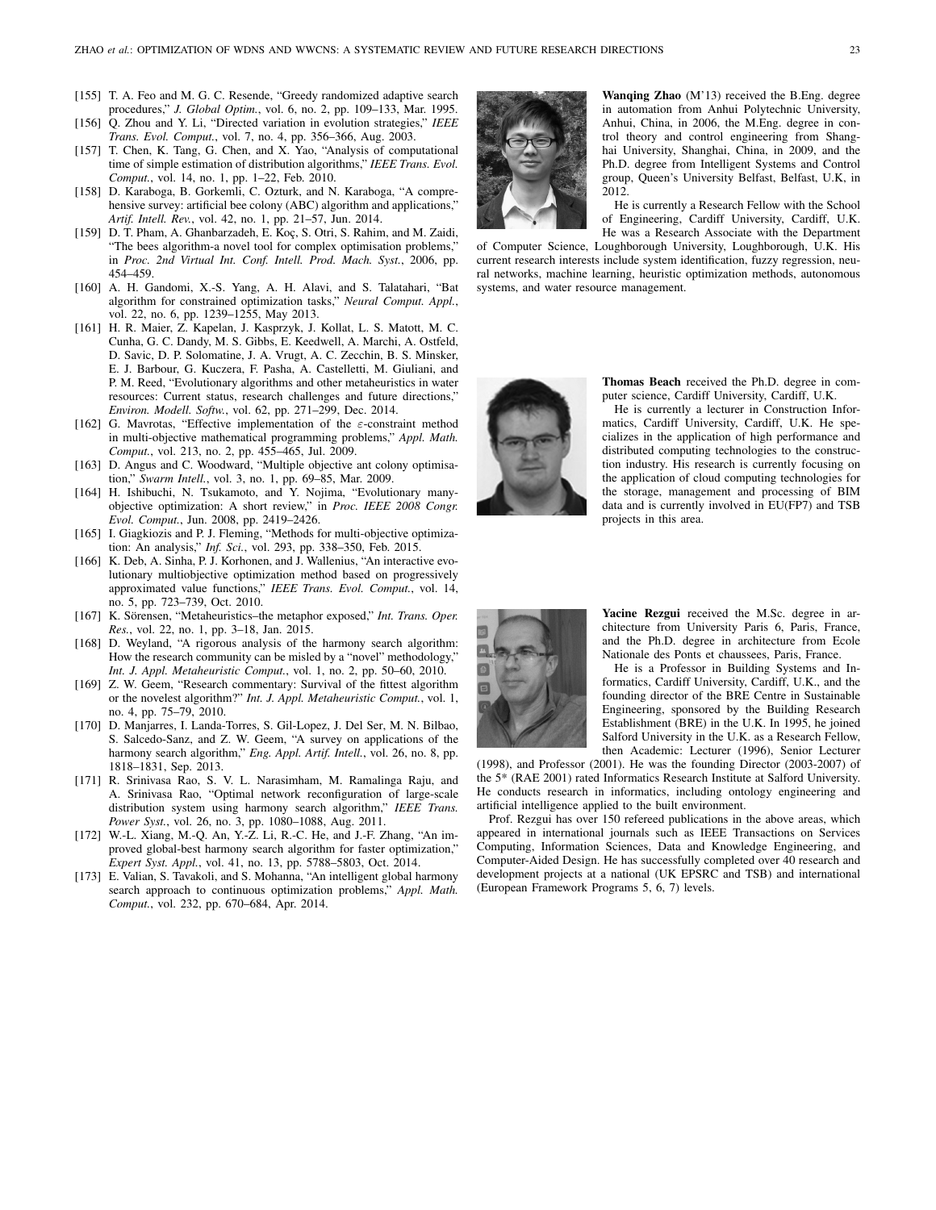[155] T. A. Feo and M. G. C. Resende, "Greedy randomized adaptive search procedures," *J. Global Optim.*, vol. 6, no. 2, pp. 109–133, Mar. 1995.

[156] Q. Zhou and Y. Li, "Directed variation in evolution strategies," *IEEE Trans. Evol. Comput.*, vol. 7, no. 4, pp. 356–366, Aug. 2003.

[157] T. Chen, K. Tang, G. Chen, and X. Yao, "Analysis of computational time of simple estimation of distribution algorithms," *IEEE Trans. Evol. Comput.*, vol. 14, no. 1, pp. 1–22, Feb. 2010.

[158] D. Karaboga, B. Gorkemli, C. Ozturk, and N. Karaboga, "A comprehensive survey: artificial bee colony (ABC) algorithm and applications," *Artif. Intell. Rev.*, vol. 42, no. 1, pp. 21–57, Jun. 2014.

[159] D. T. Pham, A. Ghanbarzadeh, E. Koç, S. Otri, S. Rahim, and M. Zaidi, "The bees algorithm-a novel tool for complex optimisation problems," in *Proc. 2nd Virtual Int. Conf. Intell. Prod. Mach. Syst.*, 2006, pp. 454–459.

[160] A. H. Gandomi, X.-S. Yang, A. H. Alavi, and S. Talatahari, "Bat algorithm for constrained optimization tasks," *Neural Comput. Appl.*, vol. 22, no. 6, pp. 1239–1255, May 2013.

[161] H. R. Maier, Z. Kapelan, J. Kasprzyk, J. Kollat, L. S. Matott, M. C. Cunha, G. C. Dandy, M. S. Gibbs, E. Keedwell, A. Marchi, A. Ostfeld, D. Savic, D. P. Solomatine, J. A. Vrugt, A. C. Zecchin, B. S. Minsker, E. J. Barbour, G. Kuczera, F. Pasha, A. Castelletti, M. Giuliani, and P. M. Reed, "Evolutionary algorithms and other metaheuristics in water resources: Current status, research challenges and future directions," *Environ. Modell. Softw.*, vol. 62, pp. 271–299, Dec. 2014.

[162] G. Mavrotas, "Effective implementation of the $\varepsilon$-constraint method in multi-objective mathematical programming problems," *Appl. Math. Comput.*, vol. 213, no. 2, pp. 455–465, Jul. 2009.

[163] D. Angus and C. Woodward, "Multiple objective ant colony optimisation," *Swarm Intell.*, vol. 3, no. 1, pp. 69–85, Mar. 2009.

[164] H. Ishibuchi, N. Tsukamoto, and Y. Nojima, "Evolutionary many-objective optimization: A short review," in *Proc. IEEE 2008 Congr. Evol. Comput.*, Jun. 2008, pp. 2419–2426.

[165] I. Giagkiozis and P. J. Fleming, "Methods for multi-objective optimization: An analysis," *Inf. Sci.*, vol. 293, pp. 338–350, Feb. 2015.

[166] K. Deb, A. Sinha, P. J. Korhonen, and J. Wallenius, "An interactive evolutionary multiobjective optimization method based on progressively approximated value functions," *IEEE Trans. Evol. Comput.*, vol. 14, no. 5, pp. 723–739, Oct. 2010.

[167] K. Sörensen, "Metaheuristics–the metaphor exposed," *Int. Trans. Oper. Res.*, vol. 22, no. 1, pp. 3–18, Jan. 2015.

[168] D. Weyland, "A rigorous analysis of the harmony search algorithm: How the research community can be misled by a "novel" methodology," *Int. J. Appl. Metaheuristic Comput.*, vol. 1, no. 2, pp. 50–60, 2010.

[169] Z. W. Geem, "Research commentary: Survival of the fittest algorithm or the novelest algorithm?" *Int. J. Appl. Metaheuristic Comput.*, vol. 1, no. 4, pp. 75–79, 2010.

[170] D. Manjarres, I. Landa-Torres, S. Gil-Lopez, J. Del Ser, M. N. Bilbao, S. Salcedo-Sanz, and Z. W. Geem, "A survey on applications of the harmony search algorithm," *Eng. Appl. Artif. Intell.*, vol. 26, no. 8, pp. 1818–1831, Sep. 2013.

[171] R. Srinivasa Rao, S. V. L. Narasimham, M. Ramalinga Raju, and A. Srinivasa Rao, "Optimal network reconfiguration of large-scale distribution system using harmony search algorithm," *IEEE Trans. Power Syst.*, vol. 26, no. 3, pp. 1080–1088, Aug. 2011.

[172] W.-L. Xiang, M.-Q. An, Y.-Z. Li, R.-C. He, and J.-F. Zhang, "An improved global-best harmony search algorithm for faster optimization," *Expert Syst. Appl.*, vol. 41, no. 13, pp. 5788–5803, Oct. 2014.

[173] E. Valian, S. Tavakoli, and S. Mohanna, "An intelligent global harmony search approach to continuous optimization problems," *Appl. Math. Comput.*, vol. 232, pp. 670–684, Apr. 2014.

**Wanqing Zhao** (M'13) received the B.Eng. degree in automation from Anhui Polytechnic University, Anhui, China, in 2006, the M.Eng. degree in control theory and control engineering from Shanghai University, Shanghai, China, in 2009, and the Ph.D. degree from Intelligent Systems and Control group, Queen's University Belfast, Belfast, U.K, in 2012.

He is currently a Research Fellow with the School of Engineering, Cardiff University, Cardiff, U.K. He was a Research Associate with the Department of Computer Science, Loughborough University, Loughborough, U.K. His current research interests include system identification, fuzzy regression, neural networks, machine learning, heuristic optimization methods, autonomous systems, and water resource management.

**Thomas Beach** received the Ph.D. degree in computer science, Cardiff University, Cardiff, U.K.

He is currently a lecturer in Construction Informatics, Cardiff University, Cardiff, U.K. He specializes in the application of high performance and distributed computing technologies to the construction industry. His research is currently focusing on the application of cloud computing technologies for the storage, management and processing of BIM data and is currently involved in EU(FP7) and TSB projects in this area.

**Yacine Rezgui** received the M.Sc. degree in architecture from University Paris 6, Paris, France, and the Ph.D. degree in architecture from Ecole Nationale des Ponts et chaussees, Paris, France.

He is a Professor in Building Systems and Informatics, Cardiff University, Cardiff, U.K., and the founding director of the BRE Centre in Sustainable Engineering, sponsored by the Building Research Establishment (BRE) in the U.K. In 1995, he joined Salford University in the U.K. as a Research Fellow, then Academic: Lecturer (1996), Senior Lecturer (1998), and Professor (2001). He was the founding Director (2003-2007) of the 5* (RAE 2001) rated Informatics Research Institute at Salford University. He conducts research in informatics, including ontology engineering and artificial intelligence applied to the built environment.

Prof. Rezgui has over 150 refereed publications in the above areas, which appeared in international journals such as IEEE Transactions on Services Computing, Information Sciences, Data and Knowledge Engineering, and Computer-Aided Design. He has successfully completed over 40 research and development projects at a national (UK EPSRC and TSB) and international (European Framework Programs 5, 6, 7) levels.